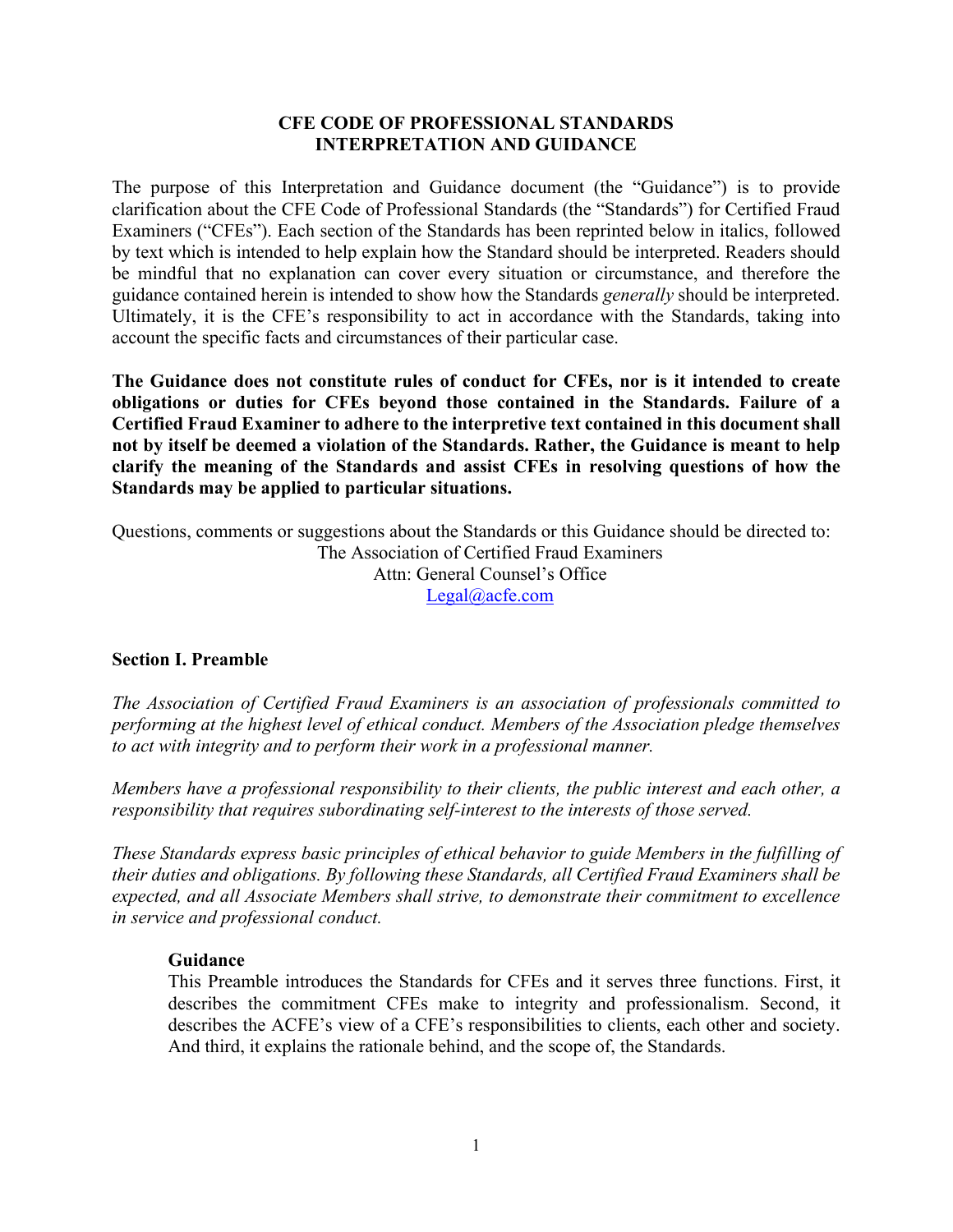# CFE CODE OF PROFESSIONAL STANDARDS
# INTERPRETATION AND GUIDANCE

The purpose of this Interpretation and Guidance document (the "Guidance") is to provide clarification about the CFE Code of Professional Standards (the "Standards") for Certified Fraud Examiners ("CFEs"). Each section of the Standards has been reprinted below in italics, followed by text which is intended to help explain how the Standard should be interpreted. Readers should be mindful that no explanation can cover every situation or circumstance, and therefore the guidance contained herein is intended to show how the Standards *generally* should be interpreted. Ultimately, it is the CFE's responsibility to act in accordance with the Standards, taking into account the specific facts and circumstances of their particular case.

**The Guidance does not constitute rules of conduct for CFEs, nor is it intended to create obligations or duties for CFEs beyond those contained in the Standards. Failure of a Certified Fraud Examiner to adhere to the interpretive text contained in this document shall not by itself be deemed a violation of the Standards. Rather, the Guidance is meant to help clarify the meaning of the Standards and assist CFEs in resolving questions of how the Standards may be applied to particular situations.**

Questions, comments or suggestions about the Standards or this Guidance should be directed to:

The Association of Certified Fraud Examiners
Attn: General Counsel's Office
Legal@acfe.com

## Section I. Preamble

*The Association of Certified Fraud Examiners is an association of professionals committed to performing at the highest level of ethical conduct. Members of the Association pledge themselves to act with integrity and to perform their work in a professional manner.*

*Members have a professional responsibility to their clients, the public interest and each other, a responsibility that requires subordinating self-interest to the interests of those served.*

*These Standards express basic principles of ethical behavior to guide Members in the fulfilling of their duties and obligations. By following these Standards, all Certified Fraud Examiners shall be expected, and all Associate Members shall strive, to demonstrate their commitment to excellence in service and professional conduct.*

### Guidance

This Preamble introduces the Standards for CFEs and it serves three functions. First, it describes the commitment CFEs make to integrity and professionalism. Second, it describes the ACFE's view of a CFE's responsibilities to clients, each other and society. And third, it explains the rationale behind, and the scope of, the Standards.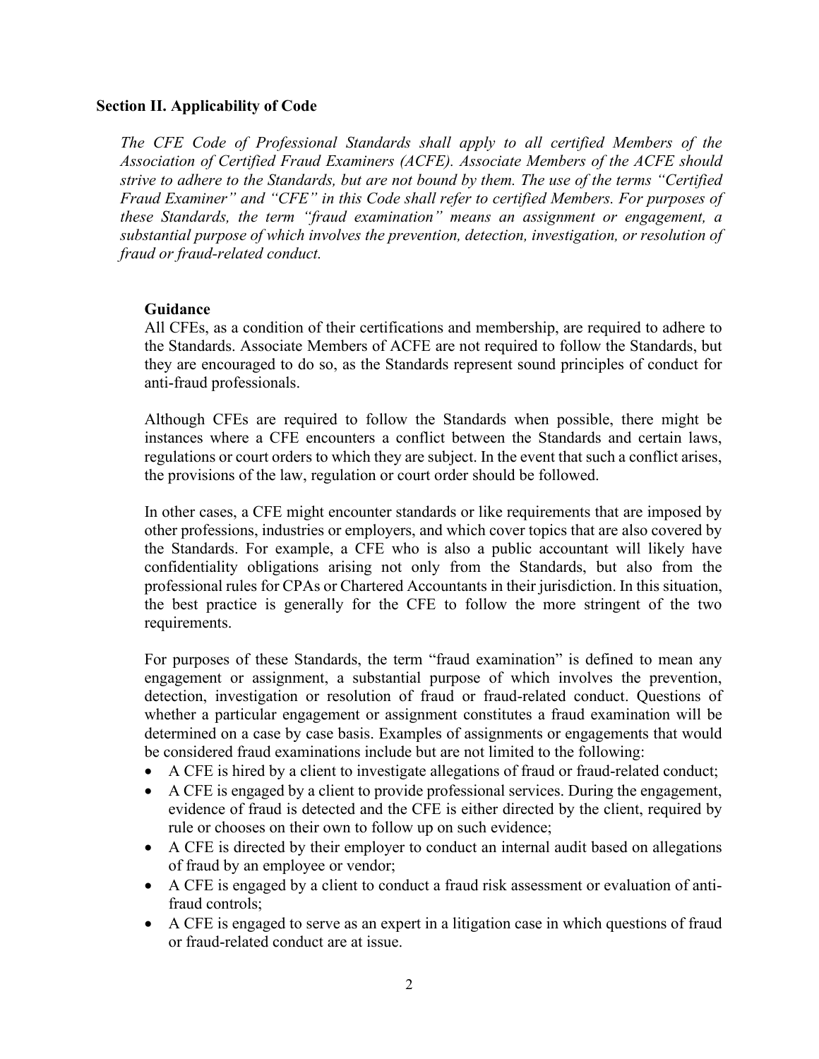## Section II. Applicability of Code

*The CFE Code of Professional Standards shall apply to all certified Members of the Association of Certified Fraud Examiners (ACFE). Associate Members of the ACFE should strive to adhere to the Standards, but are not bound by them. The use of the terms "Certified Fraud Examiner" and "CFE" in this Code shall refer to certified Members. For purposes of these Standards, the term "fraud examination" means an assignment or engagement, a substantial purpose of which involves the prevention, detection, investigation, or resolution of fraud or fraud-related conduct.*

### Guidance

All CFEs, as a condition of their certifications and membership, are required to adhere to the Standards. Associate Members of ACFE are not required to follow the Standards, but they are encouraged to do so, as the Standards represent sound principles of conduct for anti-fraud professionals.

Although CFEs are required to follow the Standards when possible, there might be instances where a CFE encounters a conflict between the Standards and certain laws, regulations or court orders to which they are subject. In the event that such a conflict arises, the provisions of the law, regulation or court order should be followed.

In other cases, a CFE might encounter standards or like requirements that are imposed by other professions, industries or employers, and which cover topics that are also covered by the Standards. For example, a CFE who is also a public accountant will likely have confidentiality obligations arising not only from the Standards, but also from the professional rules for CPAs or Chartered Accountants in their jurisdiction. In this situation, the best practice is generally for the CFE to follow the more stringent of the two requirements.

For purposes of these Standards, the term "fraud examination" is defined to mean any engagement or assignment, a substantial purpose of which involves the prevention, detection, investigation or resolution of fraud or fraud-related conduct. Questions of whether a particular engagement or assignment constitutes a fraud examination will be determined on a case by case basis. Examples of assignments or engagements that would be considered fraud examinations include but are not limited to the following:

- A CFE is hired by a client to investigate allegations of fraud or fraud-related conduct;
- A CFE is engaged by a client to provide professional services. During the engagement, evidence of fraud is detected and the CFE is either directed by the client, required by rule or chooses on their own to follow up on such evidence;
- A CFE is directed by their employer to conduct an internal audit based on allegations of fraud by an employee or vendor;
- A CFE is engaged by a client to conduct a fraud risk assessment or evaluation of anti-fraud controls;
- A CFE is engaged to serve as an expert in a litigation case in which questions of fraud or fraud-related conduct are at issue.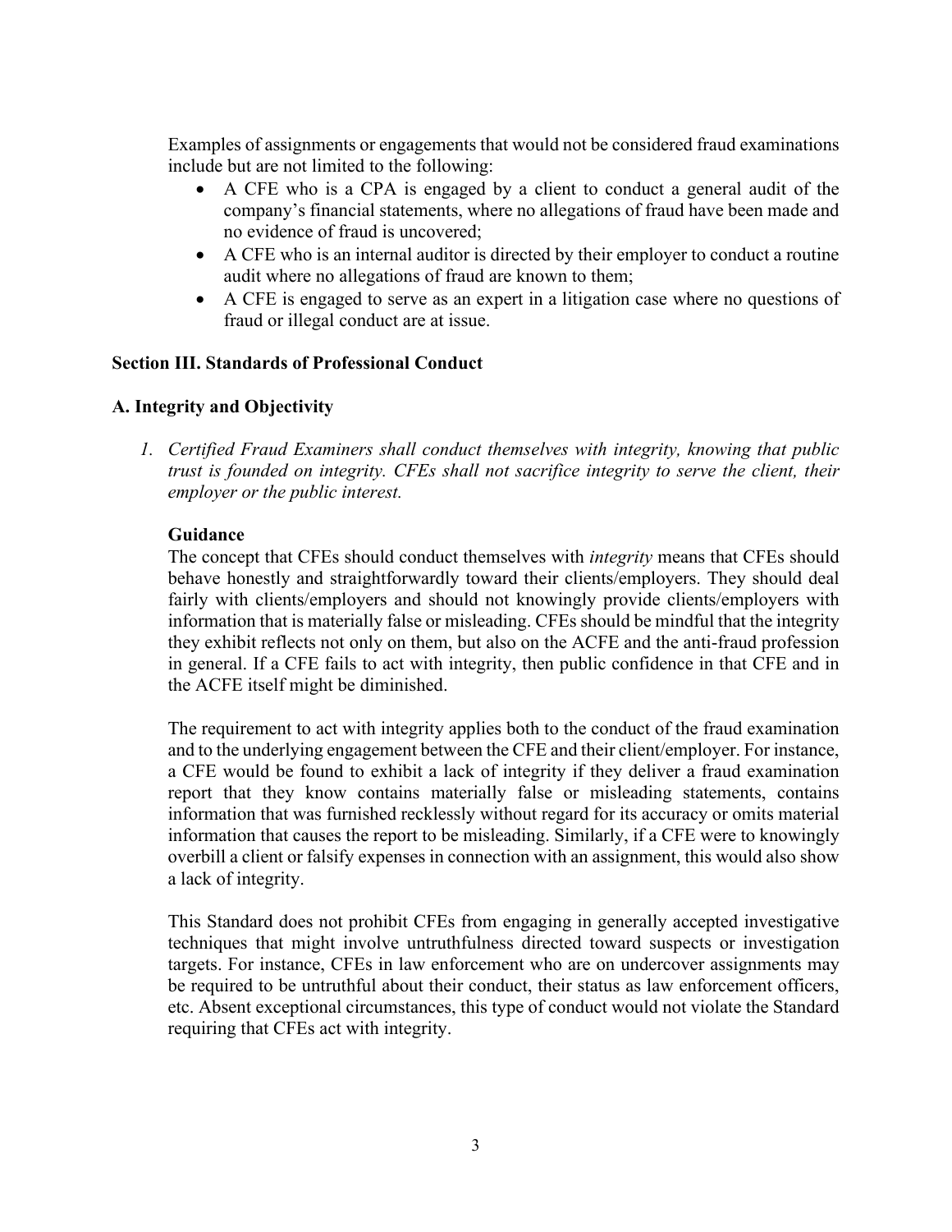Examples of assignments or engagements that would not be considered fraud examinations include but are not limited to the following:

- A CFE who is a CPA is engaged by a client to conduct a general audit of the company's financial statements, where no allegations of fraud have been made and no evidence of fraud is uncovered;
- A CFE who is an internal auditor is directed by their employer to conduct a routine audit where no allegations of fraud are known to them;
- A CFE is engaged to serve as an expert in a litigation case where no questions of fraud or illegal conduct are at issue.

## Section III. Standards of Professional Conduct

### A. Integrity and Objectivity

1. *Certified Fraud Examiners shall conduct themselves with integrity, knowing that public trust is founded on integrity. CFEs shall not sacrifice integrity to serve the client, their employer or the public interest.*

**Guidance**

The concept that CFEs should conduct themselves with *integrity* means that CFEs should behave honestly and straightforwardly toward their clients/employers. They should deal fairly with clients/employers and should not knowingly provide clients/employers with information that is materially false or misleading. CFEs should be mindful that the integrity they exhibit reflects not only on them, but also on the ACFE and the anti-fraud profession in general. If a CFE fails to act with integrity, then public confidence in that CFE and in the ACFE itself might be diminished.

The requirement to act with integrity applies both to the conduct of the fraud examination and to the underlying engagement between the CFE and their client/employer. For instance, a CFE would be found to exhibit a lack of integrity if they deliver a fraud examination report that they know contains materially false or misleading statements, contains information that was furnished recklessly without regard for its accuracy or omits material information that causes the report to be misleading. Similarly, if a CFE were to knowingly overbill a client or falsify expenses in connection with an assignment, this would also show a lack of integrity.

This Standard does not prohibit CFEs from engaging in generally accepted investigative techniques that might involve untruthfulness directed toward suspects or investigation targets. For instance, CFEs in law enforcement who are on undercover assignments may be required to be untruthful about their conduct, their status as law enforcement officers, etc. Absent exceptional circumstances, this type of conduct would not violate the Standard requiring that CFEs act with integrity.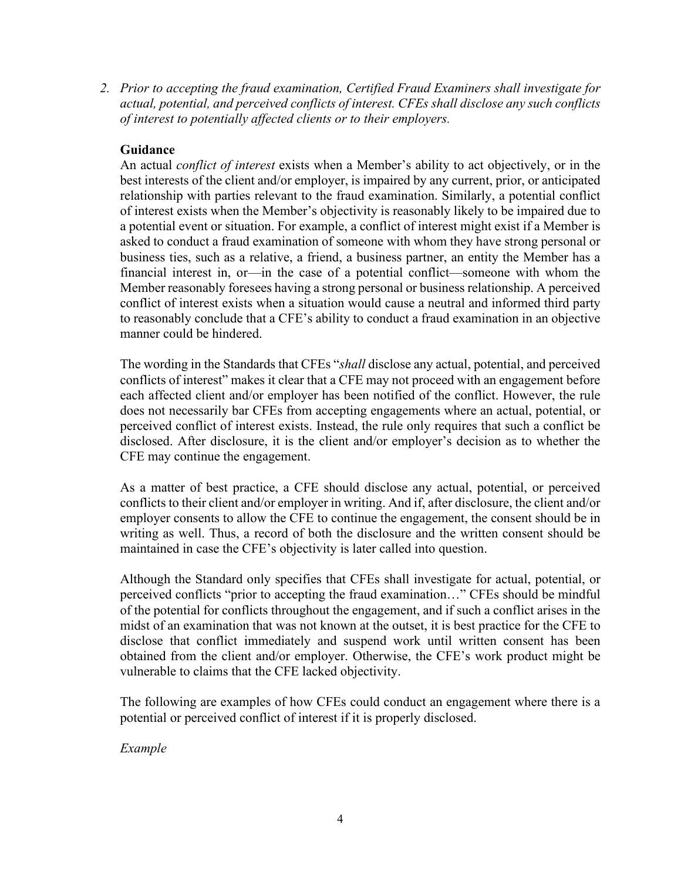2. *Prior to accepting the fraud examination, Certified Fraud Examiners shall investigate for actual, potential, and perceived conflicts of interest. CFEs shall disclose any such conflicts of interest to potentially affected clients or to their employers.*

**Guidance**

An actual *conflict of interest* exists when a Member's ability to act objectively, or in the best interests of the client and/or employer, is impaired by any current, prior, or anticipated relationship with parties relevant to the fraud examination. Similarly, a potential conflict of interest exists when the Member's objectivity is reasonably likely to be impaired due to a potential event or situation. For example, a conflict of interest might exist if a Member is asked to conduct a fraud examination of someone with whom they have strong personal or business ties, such as a relative, a friend, a business partner, an entity the Member has a financial interest in, or—in the case of a potential conflict—someone with whom the Member reasonably foresees having a strong personal or business relationship. A perceived conflict of interest exists when a situation would cause a neutral and informed third party to reasonably conclude that a CFE's ability to conduct a fraud examination in an objective manner could be hindered.

The wording in the Standards that CFEs "*shall* disclose any actual, potential, and perceived conflicts of interest" makes it clear that a CFE may not proceed with an engagement before each affected client and/or employer has been notified of the conflict. However, the rule does not necessarily bar CFEs from accepting engagements where an actual, potential, or perceived conflict of interest exists. Instead, the rule only requires that such a conflict be disclosed. After disclosure, it is the client and/or employer's decision as to whether the CFE may continue the engagement.

As a matter of best practice, a CFE should disclose any actual, potential, or perceived conflicts to their client and/or employer in writing. And if, after disclosure, the client and/or employer consents to allow the CFE to continue the engagement, the consent should be in writing as well. Thus, a record of both the disclosure and the written consent should be maintained in case the CFE's objectivity is later called into question.

Although the Standard only specifies that CFEs shall investigate for actual, potential, or perceived conflicts "prior to accepting the fraud examination…" CFEs should be mindful of the potential for conflicts throughout the engagement, and if such a conflict arises in the midst of an examination that was not known at the outset, it is best practice for the CFE to disclose that conflict immediately and suspend work until written consent has been obtained from the client and/or employer. Otherwise, the CFE's work product might be vulnerable to claims that the CFE lacked objectivity.

The following are examples of how CFEs could conduct an engagement where there is a potential or perceived conflict of interest if it is properly disclosed.

*Example*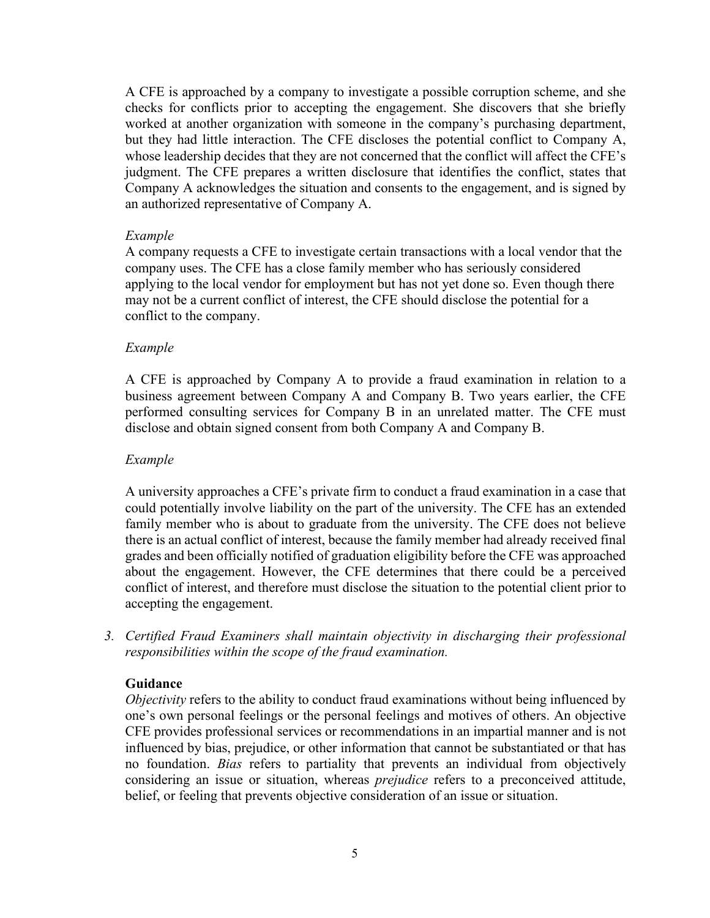A CFE is approached by a company to investigate a possible corruption scheme, and she checks for conflicts prior to accepting the engagement. She discovers that she briefly worked at another organization with someone in the company's purchasing department, but they had little interaction. The CFE discloses the potential conflict to Company A, whose leadership decides that they are not concerned that the conflict will affect the CFE's judgment. The CFE prepares a written disclosure that identifies the conflict, states that Company A acknowledges the situation and consents to the engagement, and is signed by an authorized representative of Company A.

*Example*

A company requests a CFE to investigate certain transactions with a local vendor that the company uses. The CFE has a close family member who has seriously considered applying to the local vendor for employment but has not yet done so. Even though there may not be a current conflict of interest, the CFE should disclose the potential for a conflict to the company.

*Example*

A CFE is approached by Company A to provide a fraud examination in relation to a business agreement between Company A and Company B. Two years earlier, the CFE performed consulting services for Company B in an unrelated matter. The CFE must disclose and obtain signed consent from both Company A and Company B.

*Example*

A university approaches a CFE's private firm to conduct a fraud examination in a case that could potentially involve liability on the part of the university. The CFE has an extended family member who is about to graduate from the university. The CFE does not believe there is an actual conflict of interest, because the family member had already received final grades and been officially notified of graduation eligibility before the CFE was approached about the engagement. However, the CFE determines that there could be a perceived conflict of interest, and therefore must disclose the situation to the potential client prior to accepting the engagement.

3. *Certified Fraud Examiners shall maintain objectivity in discharging their professional responsibilities within the scope of the fraud examination.*

**Guidance**

*Objectivity* refers to the ability to conduct fraud examinations without being influenced by one's own personal feelings or the personal feelings and motives of others. An objective CFE provides professional services or recommendations in an impartial manner and is not influenced by bias, prejudice, or other information that cannot be substantiated or that has no foundation. *Bias* refers to partiality that prevents an individual from objectively considering an issue or situation, whereas *prejudice* refers to a preconceived attitude, belief, or feeling that prevents objective consideration of an issue or situation.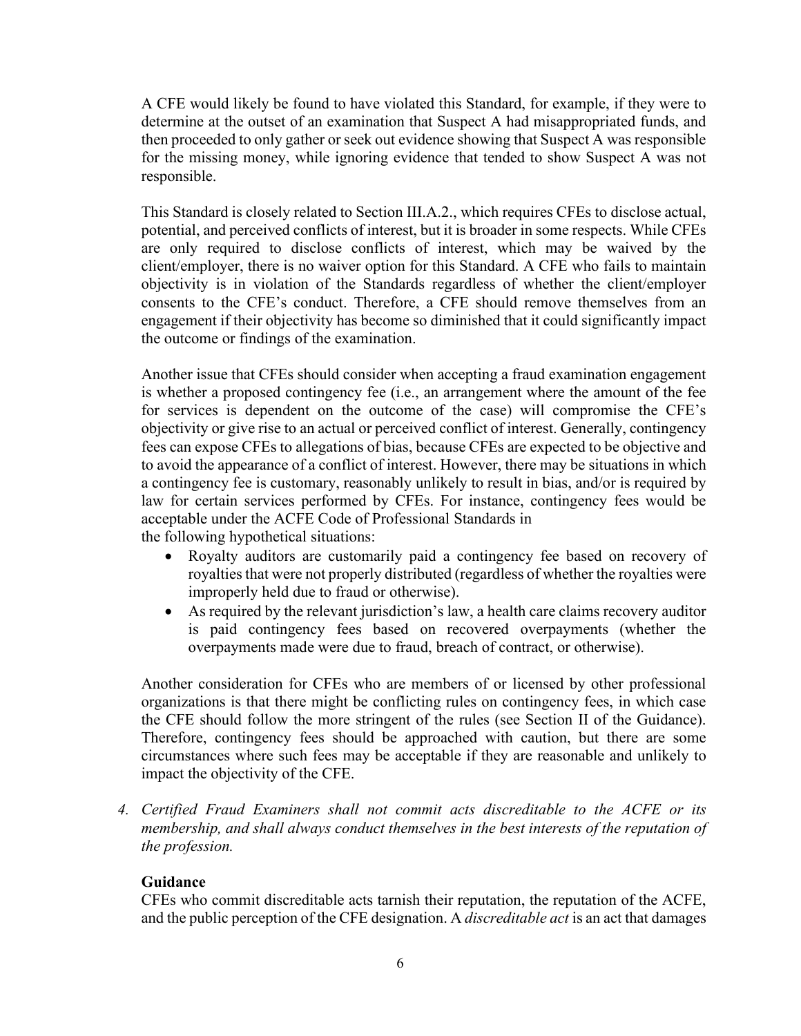A CFE would likely be found to have violated this Standard, for example, if they were to determine at the outset of an examination that Suspect A had misappropriated funds, and then proceeded to only gather or seek out evidence showing that Suspect A was responsible for the missing money, while ignoring evidence that tended to show Suspect A was not responsible.

This Standard is closely related to Section III.A.2., which requires CFEs to disclose actual, potential, and perceived conflicts of interest, but it is broader in some respects. While CFEs are only required to disclose conflicts of interest, which may be waived by the client/employer, there is no waiver option for this Standard. A CFE who fails to maintain objectivity is in violation of the Standards regardless of whether the client/employer consents to the CFE's conduct. Therefore, a CFE should remove themselves from an engagement if their objectivity has become so diminished that it could significantly impact the outcome or findings of the examination.

Another issue that CFEs should consider when accepting a fraud examination engagement is whether a proposed contingency fee (i.e., an arrangement where the amount of the fee for services is dependent on the outcome of the case) will compromise the CFE's objectivity or give rise to an actual or perceived conflict of interest. Generally, contingency fees can expose CFEs to allegations of bias, because CFEs are expected to be objective and to avoid the appearance of a conflict of interest. However, there may be situations in which a contingency fee is customary, reasonably unlikely to result in bias, and/or is required by law for certain services performed by CFEs. For instance, contingency fees would be acceptable under the ACFE Code of Professional Standards in the following hypothetical situations:

- Royalty auditors are customarily paid a contingency fee based on recovery of royalties that were not properly distributed (regardless of whether the royalties were improperly held due to fraud or otherwise).
- As required by the relevant jurisdiction's law, a health care claims recovery auditor is paid contingency fees based on recovered overpayments (whether the overpayments made were due to fraud, breach of contract, or otherwise).

Another consideration for CFEs who are members of or licensed by other professional organizations is that there might be conflicting rules on contingency fees, in which case the CFE should follow the more stringent of the rules (see Section II of the Guidance). Therefore, contingency fees should be approached with caution, but there are some circumstances where such fees may be acceptable if they are reasonable and unlikely to impact the objectivity of the CFE.

4. *Certified Fraud Examiners shall not commit acts discreditable to the ACFE or its membership, and shall always conduct themselves in the best interests of the reputation of the profession.*

**Guidance**

CFEs who commit discreditable acts tarnish their reputation, the reputation of the ACFE, and the public perception of the CFE designation. A *discreditable act* is an act that damages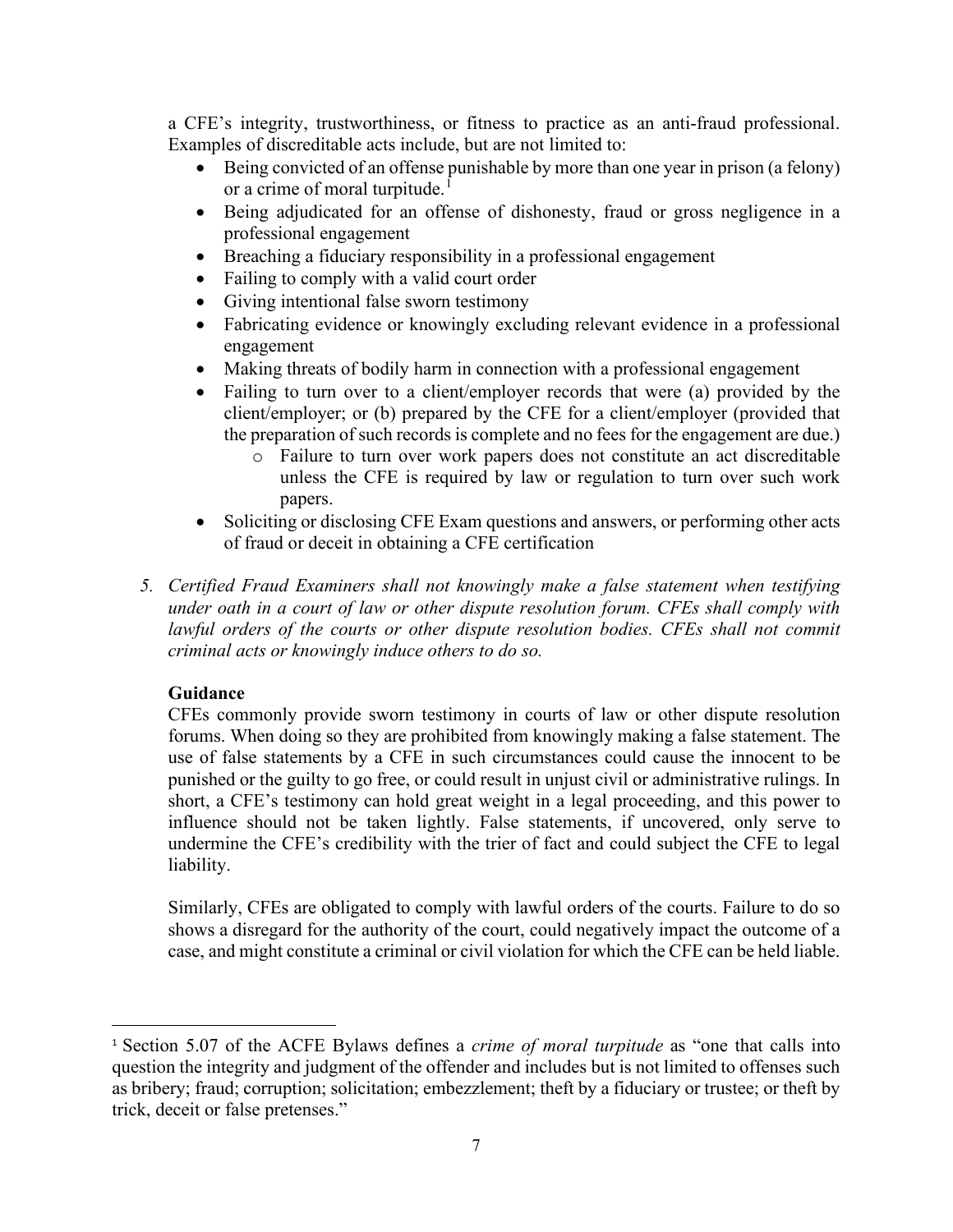a CFE's integrity, trustworthiness, or fitness to practice as an anti-fraud professional. Examples of discreditable acts include, but are not limited to:

- Being convicted of an offense punishable by more than one year in prison (a felony) or a crime of moral turpitude.[1]
- Being adjudicated for an offense of dishonesty, fraud or gross negligence in a professional engagement
- Breaching a fiduciary responsibility in a professional engagement
- Failing to comply with a valid court order
- Giving intentional false sworn testimony
- Fabricating evidence or knowingly excluding relevant evidence in a professional engagement
- Making threats of bodily harm in connection with a professional engagement
- Failing to turn over to a client/employer records that were (a) provided by the client/employer; or (b) prepared by the CFE for a client/employer (provided that the preparation of such records is complete and no fees for the engagement are due.)
    - Failure to turn over work papers does not constitute an act discreditable unless the CFE is required by law or regulation to turn over such work papers.
- Soliciting or disclosing CFE Exam questions and answers, or performing other acts of fraud or deceit in obtaining a CFE certification

5. *Certified Fraud Examiners shall not knowingly make a false statement when testifying under oath in a court of law or other dispute resolution forum. CFEs shall comply with lawful orders of the courts or other dispute resolution bodies. CFEs shall not commit criminal acts or knowingly induce others to do so.*

**Guidance**

CFEs commonly provide sworn testimony in courts of law or other dispute resolution forums. When doing so they are prohibited from knowingly making a false statement. The use of false statements by a CFE in such circumstances could cause the innocent to be punished or the guilty to go free, or could result in unjust civil or administrative rulings. In short, a CFE's testimony can hold great weight in a legal proceeding, and this power to influence should not be taken lightly. False statements, if uncovered, only serve to undermine the CFE's credibility with the trier of fact and could subject the CFE to legal liability.

Similarly, CFEs are obligated to comply with lawful orders of the courts. Failure to do so shows a disregard for the authority of the court, could negatively impact the outcome of a case, and might constitute a criminal or civil violation for which the CFE can be held liable.

---

[1] Section 5.07 of the ACFE Bylaws defines a *crime of moral turpitude* as "one that calls into question the integrity and judgment of the offender and includes but is not limited to offenses such as bribery; fraud; corruption; solicitation; embezzlement; theft by a fiduciary or trustee; or theft by trick, deceit or false pretenses."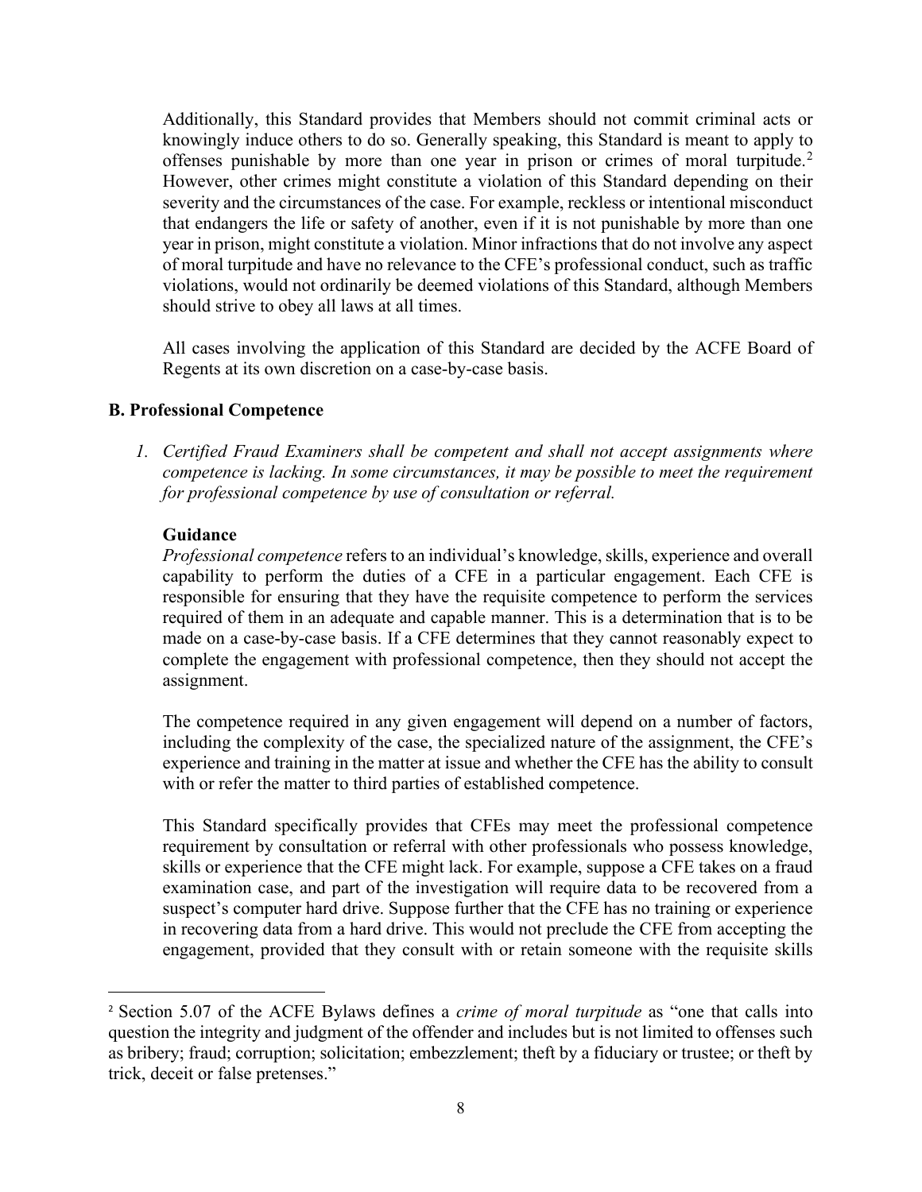Additionally, this Standard provides that Members should not commit criminal acts or knowingly induce others to do so. Generally speaking, this Standard is meant to apply to offenses punishable by more than one year in prison or crimes of moral turpitude.[2] However, other crimes might constitute a violation of this Standard depending on their severity and the circumstances of the case. For example, reckless or intentional misconduct that endangers the life or safety of another, even if it is not punishable by more than one year in prison, might constitute a violation. Minor infractions that do not involve any aspect of moral turpitude and have no relevance to the CFE's professional conduct, such as traffic violations, would not ordinarily be deemed violations of this Standard, although Members should strive to obey all laws at all times.

All cases involving the application of this Standard are decided by the ACFE Board of Regents at its own discretion on a case-by-case basis.

### B. Professional Competence

1. *Certified Fraud Examiners shall be competent and shall not accept assignments where competence is lacking. In some circumstances, it may be possible to meet the requirement for professional competence by use of consultation or referral.*

**Guidance**

*Professional competence* refers to an individual's knowledge, skills, experience and overall capability to perform the duties of a CFE in a particular engagement. Each CFE is responsible for ensuring that they have the requisite competence to perform the services required of them in an adequate and capable manner. This is a determination that is to be made on a case-by-case basis. If a CFE determines that they cannot reasonably expect to complete the engagement with professional competence, then they should not accept the assignment.

The competence required in any given engagement will depend on a number of factors, including the complexity of the case, the specialized nature of the assignment, the CFE's experience and training in the matter at issue and whether the CFE has the ability to consult with or refer the matter to third parties of established competence.

This Standard specifically provides that CFEs may meet the professional competence requirement by consultation or referral with other professionals who possess knowledge, skills or experience that the CFE might lack. For example, suppose a CFE takes on a fraud examination case, and part of the investigation will require data to be recovered from a suspect's computer hard drive. Suppose further that the CFE has no training or experience in recovering data from a hard drive. This would not preclude the CFE from accepting the engagement, provided that they consult with or retain someone with the requisite skills

---

[2] Section 5.07 of the ACFE Bylaws defines a *crime of moral turpitude* as "one that calls into question the integrity and judgment of the offender and includes but is not limited to offenses such as bribery; fraud; corruption; solicitation; embezzlement; theft by a fiduciary or trustee; or theft by trick, deceit or false pretenses."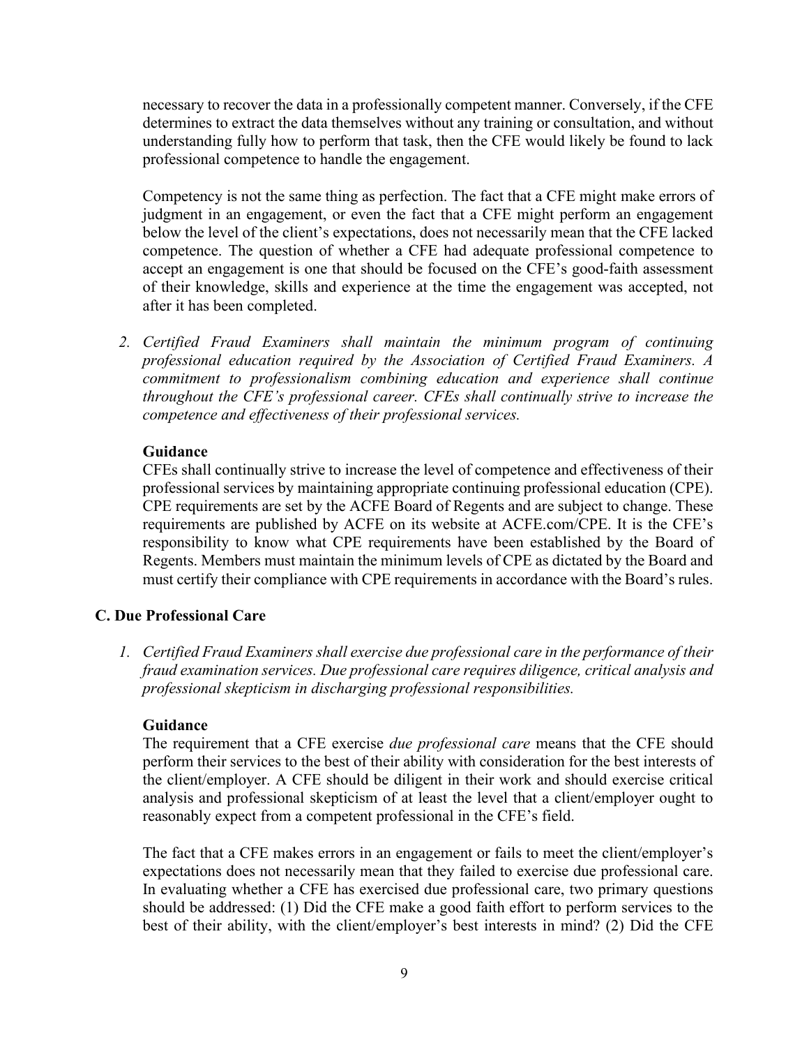necessary to recover the data in a professionally competent manner. Conversely, if the CFE determines to extract the data themselves without any training or consultation, and without understanding fully how to perform that task, then the CFE would likely be found to lack professional competence to handle the engagement.

Competency is not the same thing as perfection. The fact that a CFE might make errors of judgment in an engagement, or even the fact that a CFE might perform an engagement below the level of the client's expectations, does not necessarily mean that the CFE lacked competence. The question of whether a CFE had adequate professional competence to accept an engagement is one that should be focused on the CFE's good-faith assessment of their knowledge, skills and experience at the time the engagement was accepted, not after it has been completed.

2. *Certified Fraud Examiners shall maintain the minimum program of continuing professional education required by the Association of Certified Fraud Examiners. A commitment to professionalism combining education and experience shall continue throughout the CFE's professional career. CFEs shall continually strive to increase the competence and effectiveness of their professional services.*

   **Guidance**
   
   CFEs shall continually strive to increase the level of competence and effectiveness of their professional services by maintaining appropriate continuing professional education (CPE). CPE requirements are set by the ACFE Board of Regents and are subject to change. These requirements are published by ACFE on its website at ACFE.com/CPE. It is the CFE's responsibility to know what CPE requirements have been established by the Board of Regents. Members must maintain the minimum levels of CPE as dictated by the Board and must certify their compliance with CPE requirements in accordance with the Board's rules.

### C. Due Professional Care

1. *Certified Fraud Examiners shall exercise due professional care in the performance of their fraud examination services. Due professional care requires diligence, critical analysis and professional skepticism in discharging professional responsibilities.*

   **Guidance**
   
   The requirement that a CFE exercise *due professional care* means that the CFE should perform their services to the best of their ability with consideration for the best interests of the client/employer. A CFE should be diligent in their work and should exercise critical analysis and professional skepticism of at least the level that a client/employer ought to reasonably expect from a competent professional in the CFE's field.

   The fact that a CFE makes errors in an engagement or fails to meet the client/employer's expectations does not necessarily mean that they failed to exercise due professional care. In evaluating whether a CFE has exercised due professional care, two primary questions should be addressed: (1) Did the CFE make a good faith effort to perform services to the best of their ability, with the client/employer's best interests in mind? (2) Did the CFE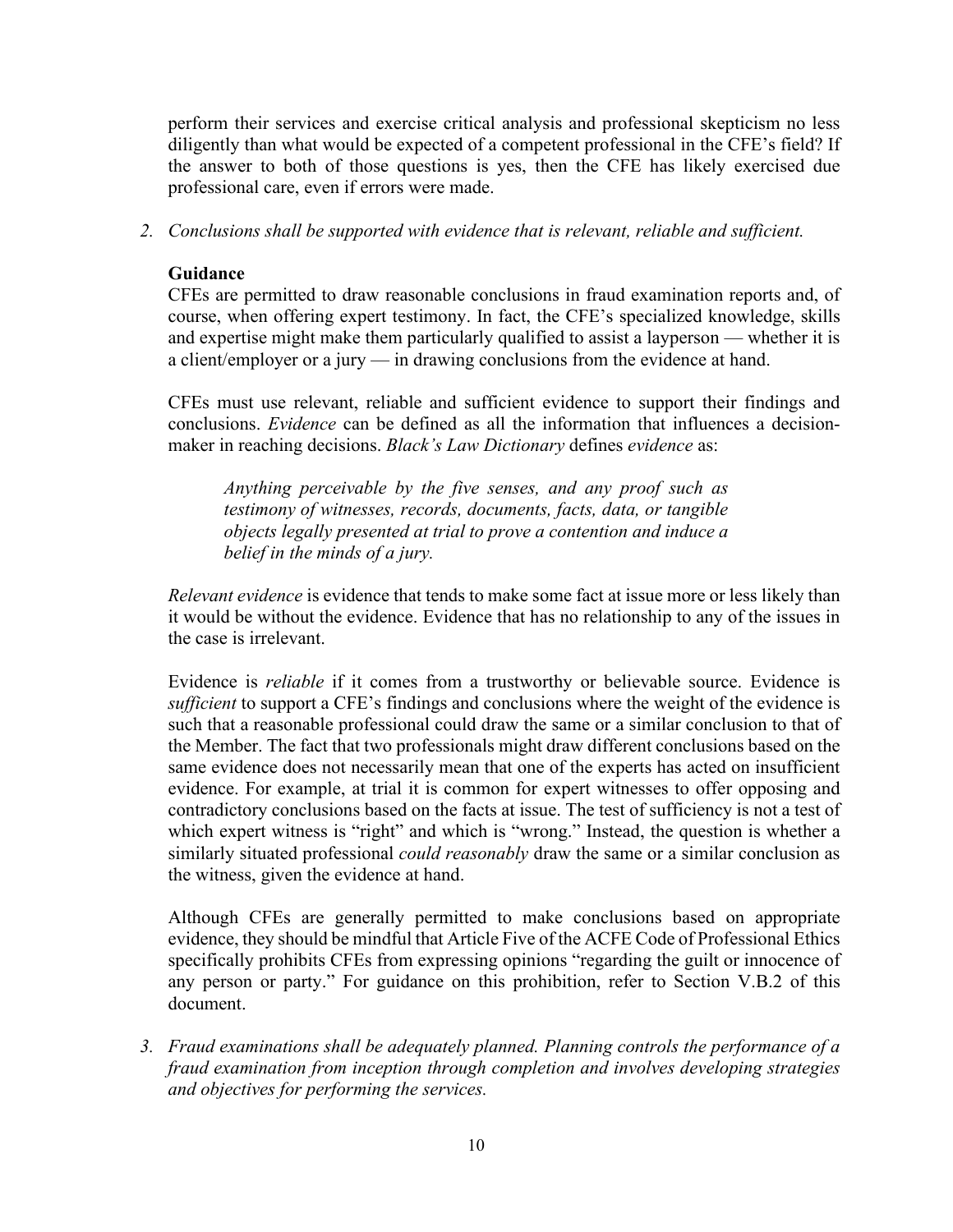perform their services and exercise critical analysis and professional skepticism no less diligently than what would be expected of a competent professional in the CFE's field? If the answer to both of those questions is yes, then the CFE has likely exercised due professional care, even if errors were made.

2. *Conclusions shall be supported with evidence that is relevant, reliable and sufficient.*

   **Guidance**

   CFEs are permitted to draw reasonable conclusions in fraud examination reports and, of course, when offering expert testimony. In fact, the CFE's specialized knowledge, skills and expertise might make them particularly qualified to assist a layperson — whether it is a client/employer or a jury — in drawing conclusions from the evidence at hand.

   CFEs must use relevant, reliable and sufficient evidence to support their findings and conclusions. *Evidence* can be defined as all the information that influences a decision-maker in reaching decisions. *Black's Law Dictionary* defines *evidence* as:

   > *Anything perceivable by the five senses, and any proof such as testimony of witnesses, records, documents, facts, data, or tangible objects legally presented at trial to prove a contention and induce a belief in the minds of a jury.*

   *Relevant evidence* is evidence that tends to make some fact at issue more or less likely than it would be without the evidence. Evidence that has no relationship to any of the issues in the case is irrelevant.

   Evidence is *reliable* if it comes from a trustworthy or believable source. Evidence is *sufficient* to support a CFE's findings and conclusions where the weight of the evidence is such that a reasonable professional could draw the same or a similar conclusion to that of the Member. The fact that two professionals might draw different conclusions based on the same evidence does not necessarily mean that one of the experts has acted on insufficient evidence. For example, at trial it is common for expert witnesses to offer opposing and contradictory conclusions based on the facts at issue. The test of sufficiency is not a test of which expert witness is "right" and which is "wrong." Instead, the question is whether a similarly situated professional *could reasonably* draw the same or a similar conclusion as the witness, given the evidence at hand.

   Although CFEs are generally permitted to make conclusions based on appropriate evidence, they should be mindful that Article Five of the ACFE Code of Professional Ethics specifically prohibits CFEs from expressing opinions "regarding the guilt or innocence of any person or party." For guidance on this prohibition, refer to Section V.B.2 of this document.

3. *Fraud examinations shall be adequately planned. Planning controls the performance of a fraud examination from inception through completion and involves developing strategies and objectives for performing the services.*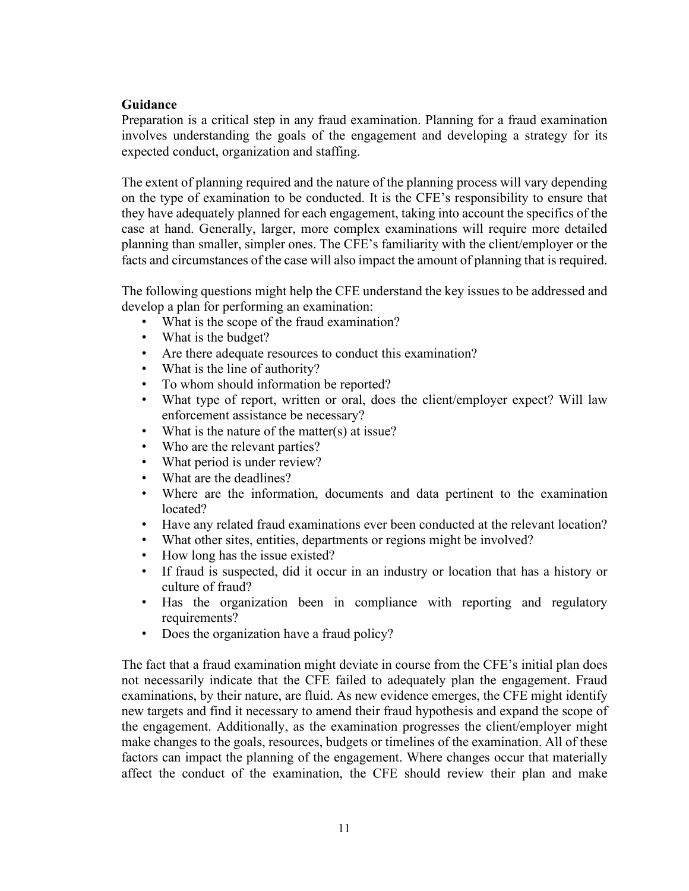**Guidance**

Preparation is a critical step in any fraud examination. Planning for a fraud examination involves understanding the goals of the engagement and developing a strategy for its expected conduct, organization and staffing.

The extent of planning required and the nature of the planning process will vary depending on the type of examination to be conducted. It is the CFE's responsibility to ensure that they have adequately planned for each engagement, taking into account the specifics of the case at hand. Generally, larger, more complex examinations will require more detailed planning than smaller, simpler ones. The CFE's familiarity with the client/employer or the facts and circumstances of the case will also impact the amount of planning that is required.

The following questions might help the CFE understand the key issues to be addressed and develop a plan for performing an examination:

- What is the scope of the fraud examination?
- What is the budget?
- Are there adequate resources to conduct this examination?
- What is the line of authority?
- To whom should information be reported?
- What type of report, written or oral, does the client/employer expect? Will law enforcement assistance be necessary?
- What is the nature of the matter(s) at issue?
- Who are the relevant parties?
- What period is under review?
- What are the deadlines?
- Where are the information, documents and data pertinent to the examination located?
- Have any related fraud examinations ever been conducted at the relevant location?
- What other sites, entities, departments or regions might be involved?
- How long has the issue existed?
- If fraud is suspected, did it occur in an industry or location that has a history or culture of fraud?
- Has the organization been in compliance with reporting and regulatory requirements?
- Does the organization have a fraud policy?

The fact that a fraud examination might deviate in course from the CFE's initial plan does not necessarily indicate that the CFE failed to adequately plan the engagement. Fraud examinations, by their nature, are fluid. As new evidence emerges, the CFE might identify new targets and find it necessary to amend their fraud hypothesis and expand the scope of the engagement. Additionally, as the examination progresses the client/employer might make changes to the goals, resources, budgets or timelines of the examination. All of these factors can impact the planning of the engagement. Where changes occur that materially affect the conduct of the examination, the CFE should review their plan and make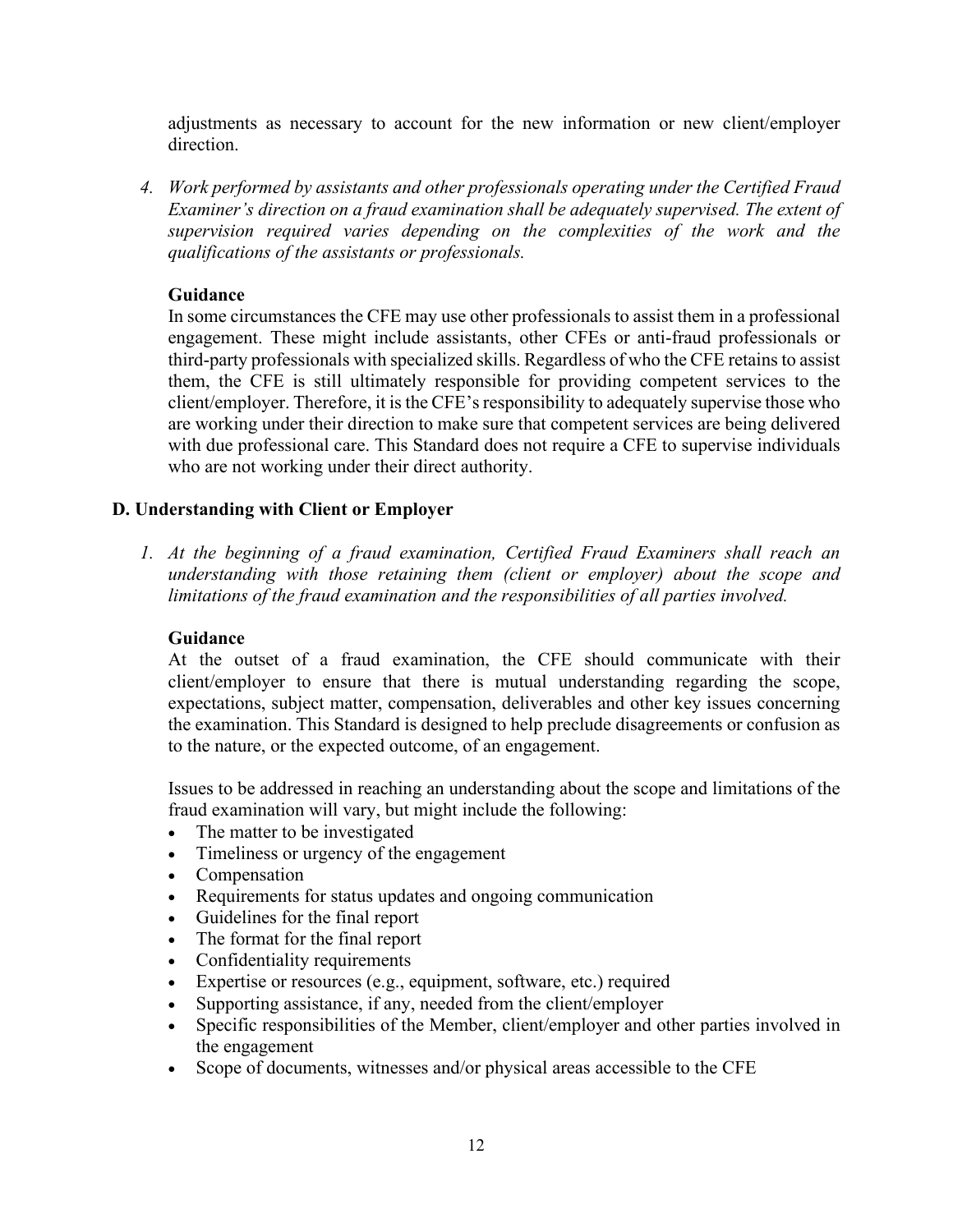adjustments as necessary to account for the new information or new client/employer direction.

4. *Work performed by assistants and other professionals operating under the Certified Fraud Examiner's direction on a fraud examination shall be adequately supervised. The extent of supervision required varies depending on the complexities of the work and the qualifications of the assistants or professionals.*

   **Guidance**
   In some circumstances the CFE may use other professionals to assist them in a professional engagement. These might include assistants, other CFEs or anti-fraud professionals or third-party professionals with specialized skills. Regardless of who the CFE retains to assist them, the CFE is still ultimately responsible for providing competent services to the client/employer. Therefore, it is the CFE's responsibility to adequately supervise those who are working under their direction to make sure that competent services are being delivered with due professional care. This Standard does not require a CFE to supervise individuals who are not working under their direct authority.

### D. Understanding with Client or Employer

1. *At the beginning of a fraud examination, Certified Fraud Examiners shall reach an understanding with those retaining them (client or employer) about the scope and limitations of the fraud examination and the responsibilities of all parties involved.*

   **Guidance**
   At the outset of a fraud examination, the CFE should communicate with their client/employer to ensure that there is mutual understanding regarding the scope, expectations, subject matter, compensation, deliverables and other key issues concerning the examination. This Standard is designed to help preclude disagreements or confusion as to the nature, or the expected outcome, of an engagement.

   Issues to be addressed in reaching an understanding about the scope and limitations of the fraud examination will vary, but might include the following:
   - The matter to be investigated
   - Timeliness or urgency of the engagement
   - Compensation
   - Requirements for status updates and ongoing communication
   - Guidelines for the final report
   - The format for the final report
   - Confidentiality requirements
   - Expertise or resources (e.g., equipment, software, etc.) required
   - Supporting assistance, if any, needed from the client/employer
   - Specific responsibilities of the Member, client/employer and other parties involved in the engagement
   - Scope of documents, witnesses and/or physical areas accessible to the CFE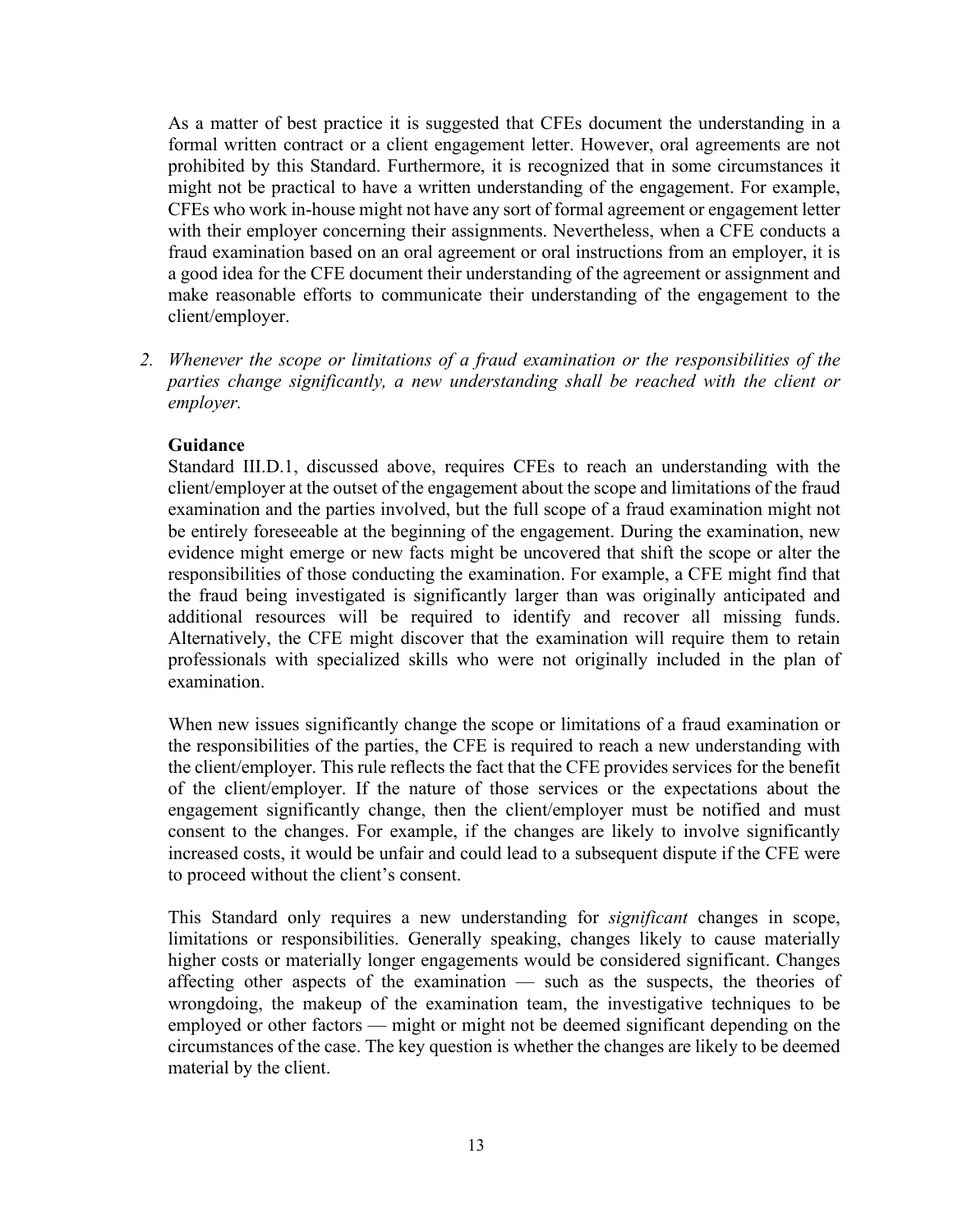As a matter of best practice it is suggested that CFEs document the understanding in a formal written contract or a client engagement letter. However, oral agreements are not prohibited by this Standard. Furthermore, it is recognized that in some circumstances it might not be practical to have a written understanding of the engagement. For example, CFEs who work in-house might not have any sort of formal agreement or engagement letter with their employer concerning their assignments. Nevertheless, when a CFE conducts a fraud examination based on an oral agreement or oral instructions from an employer, it is a good idea for the CFE document their understanding of the agreement or assignment and make reasonable efforts to communicate their understanding of the engagement to the client/employer.

2. *Whenever the scope or limitations of a fraud examination or the responsibilities of the parties change significantly, a new understanding shall be reached with the client or employer.*

   **Guidance**

   Standard III.D.1, discussed above, requires CFEs to reach an understanding with the client/employer at the outset of the engagement about the scope and limitations of the fraud examination and the parties involved, but the full scope of a fraud examination might not be entirely foreseeable at the beginning of the engagement. During the examination, new evidence might emerge or new facts might be uncovered that shift the scope or alter the responsibilities of those conducting the examination. For example, a CFE might find that the fraud being investigated is significantly larger than was originally anticipated and additional resources will be required to identify and recover all missing funds. Alternatively, the CFE might discover that the examination will require them to retain professionals with specialized skills who were not originally included in the plan of examination.

   When new issues significantly change the scope or limitations of a fraud examination or the responsibilities of the parties, the CFE is required to reach a new understanding with the client/employer. This rule reflects the fact that the CFE provides services for the benefit of the client/employer. If the nature of those services or the expectations about the engagement significantly change, then the client/employer must be notified and must consent to the changes. For example, if the changes are likely to involve significantly increased costs, it would be unfair and could lead to a subsequent dispute if the CFE were to proceed without the client's consent.

   This Standard only requires a new understanding for *significant* changes in scope, limitations or responsibilities. Generally speaking, changes likely to cause materially higher costs or materially longer engagements would be considered significant. Changes affecting other aspects of the examination — such as the suspects, the theories of wrongdoing, the makeup of the examination team, the investigative techniques to be employed or other factors — might or might not be deemed significant depending on the circumstances of the case. The key question is whether the changes are likely to be deemed material by the client.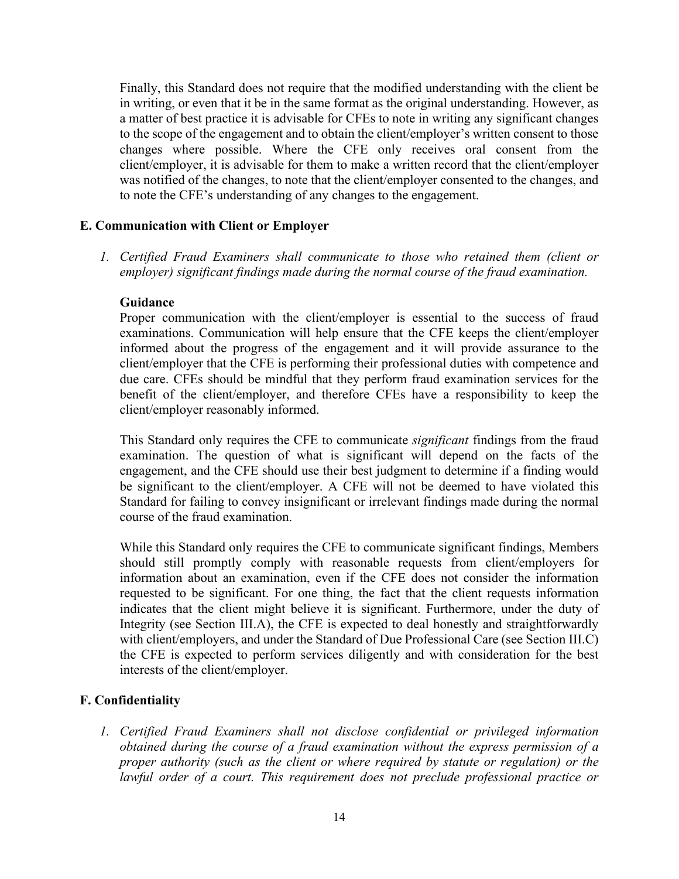Finally, this Standard does not require that the modified understanding with the client be in writing, or even that it be in the same format as the original understanding. However, as a matter of best practice it is advisable for CFEs to note in writing any significant changes to the scope of the engagement and to obtain the client/employer's written consent to those changes where possible. Where the CFE only receives oral consent from the client/employer, it is advisable for them to make a written record that the client/employer was notified of the changes, to note that the client/employer consented to the changes, and to note the CFE's understanding of any changes to the engagement.

### E. Communication with Client or Employer

1. *Certified Fraud Examiners shall communicate to those who retained them (client or employer) significant findings made during the normal course of the fraud examination.*

**Guidance**
Proper communication with the client/employer is essential to the success of fraud examinations. Communication will help ensure that the CFE keeps the client/employer informed about the progress of the engagement and it will provide assurance to the client/employer that the CFE is performing their professional duties with competence and due care. CFEs should be mindful that they perform fraud examination services for the benefit of the client/employer, and therefore CFEs have a responsibility to keep the client/employer reasonably informed.

This Standard only requires the CFE to communicate *significant* findings from the fraud examination. The question of what is significant will depend on the facts of the engagement, and the CFE should use their best judgment to determine if a finding would be significant to the client/employer. A CFE will not be deemed to have violated this Standard for failing to convey insignificant or irrelevant findings made during the normal course of the fraud examination.

While this Standard only requires the CFE to communicate significant findings, Members should still promptly comply with reasonable requests from client/employers for information about an examination, even if the CFE does not consider the information requested to be significant. For one thing, the fact that the client requests information indicates that the client might believe it is significant. Furthermore, under the duty of Integrity (see Section III.A), the CFE is expected to deal honestly and straightforwardly with client/employers, and under the Standard of Due Professional Care (see Section III.C) the CFE is expected to perform services diligently and with consideration for the best interests of the client/employer.

### F. Confidentiality

1. *Certified Fraud Examiners shall not disclose confidential or privileged information obtained during the course of a fraud examination without the express permission of a proper authority (such as the client or where required by statute or regulation) or the lawful order of a court. This requirement does not preclude professional practice or*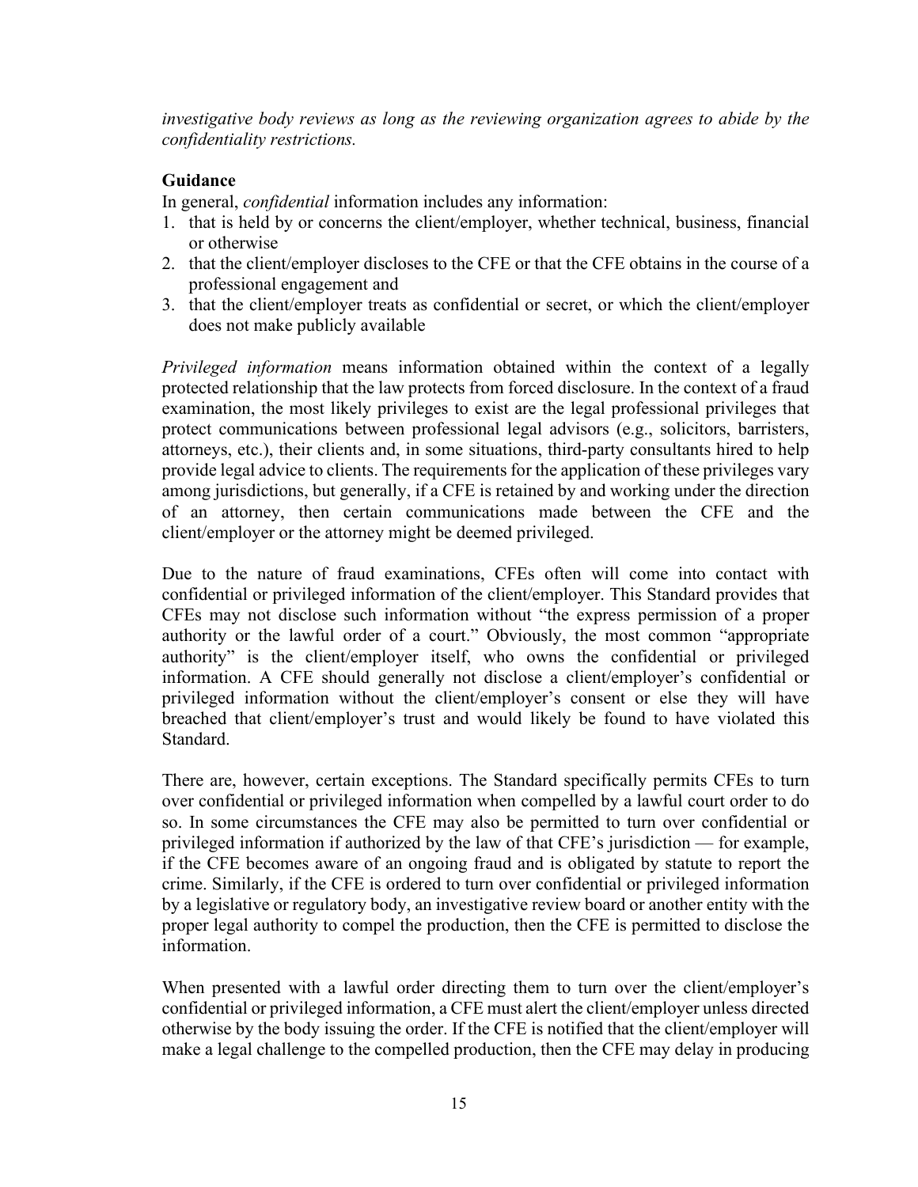*investigative body reviews as long as the reviewing organization agrees to abide by the confidentiality restrictions.*

**Guidance**

In general, *confidential* information includes any information:

1. that is held by or concerns the client/employer, whether technical, business, financial or otherwise
2. that the client/employer discloses to the CFE or that the CFE obtains in the course of a professional engagement and
3. that the client/employer treats as confidential or secret, or which the client/employer does not make publicly available

*Privileged information* means information obtained within the context of a legally protected relationship that the law protects from forced disclosure. In the context of a fraud examination, the most likely privileges to exist are the legal professional privileges that protect communications between professional legal advisors (e.g., solicitors, barristers, attorneys, etc.), their clients and, in some situations, third-party consultants hired to help provide legal advice to clients. The requirements for the application of these privileges vary among jurisdictions, but generally, if a CFE is retained by and working under the direction of an attorney, then certain communications made between the CFE and the client/employer or the attorney might be deemed privileged.

Due to the nature of fraud examinations, CFEs often will come into contact with confidential or privileged information of the client/employer. This Standard provides that CFEs may not disclose such information without "the express permission of a proper authority or the lawful order of a court." Obviously, the most common "appropriate authority" is the client/employer itself, who owns the confidential or privileged information. A CFE should generally not disclose a client/employer's confidential or privileged information without the client/employer's consent or else they will have breached that client/employer's trust and would likely be found to have violated this Standard.

There are, however, certain exceptions. The Standard specifically permits CFEs to turn over confidential or privileged information when compelled by a lawful court order to do so. In some circumstances the CFE may also be permitted to turn over confidential or privileged information if authorized by the law of that CFE's jurisdiction — for example, if the CFE becomes aware of an ongoing fraud and is obligated by statute to report the crime. Similarly, if the CFE is ordered to turn over confidential or privileged information by a legislative or regulatory body, an investigative review board or another entity with the proper legal authority to compel the production, then the CFE is permitted to disclose the information.

When presented with a lawful order directing them to turn over the client/employer's confidential or privileged information, a CFE must alert the client/employer unless directed otherwise by the body issuing the order. If the CFE is notified that the client/employer will make a legal challenge to the compelled production, then the CFE may delay in producing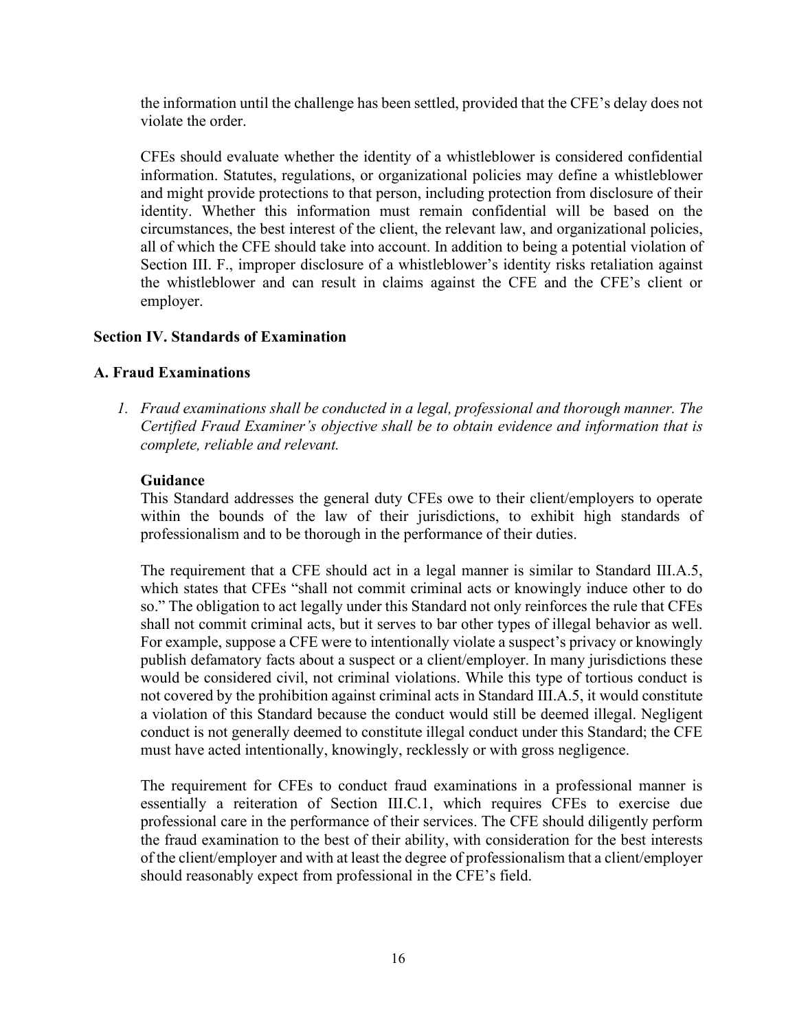the information until the challenge has been settled, provided that the CFE's delay does not violate the order.

CFEs should evaluate whether the identity of a whistleblower is considered confidential information. Statutes, regulations, or organizational policies may define a whistleblower and might provide protections to that person, including protection from disclosure of their identity. Whether this information must remain confidential will be based on the circumstances, the best interest of the client, the relevant law, and organizational policies, all of which the CFE should take into account. In addition to being a potential violation of Section III. F., improper disclosure of a whistleblower's identity risks retaliation against the whistleblower and can result in claims against the CFE and the CFE's client or employer.

## Section IV. Standards of Examination

### A. Fraud Examinations

1. *Fraud examinations shall be conducted in a legal, professional and thorough manner. The Certified Fraud Examiner's objective shall be to obtain evidence and information that is complete, reliable and relevant.*

**Guidance**

This Standard addresses the general duty CFEs owe to their client/employers to operate within the bounds of the law of their jurisdictions, to exhibit high standards of professionalism and to be thorough in the performance of their duties.

The requirement that a CFE should act in a legal manner is similar to Standard III.A.5, which states that CFEs "shall not commit criminal acts or knowingly induce other to do so." The obligation to act legally under this Standard not only reinforces the rule that CFEs shall not commit criminal acts, but it serves to bar other types of illegal behavior as well. For example, suppose a CFE were to intentionally violate a suspect's privacy or knowingly publish defamatory facts about a suspect or a client/employer. In many jurisdictions these would be considered civil, not criminal violations. While this type of tortious conduct is not covered by the prohibition against criminal acts in Standard III.A.5, it would constitute a violation of this Standard because the conduct would still be deemed illegal. Negligent conduct is not generally deemed to constitute illegal conduct under this Standard; the CFE must have acted intentionally, knowingly, recklessly or with gross negligence.

The requirement for CFEs to conduct fraud examinations in a professional manner is essentially a reiteration of Section III.C.1, which requires CFEs to exercise due professional care in the performance of their services. The CFE should diligently perform the fraud examination to the best of their ability, with consideration for the best interests of the client/employer and with at least the degree of professionalism that a client/employer should reasonably expect from professional in the CFE's field.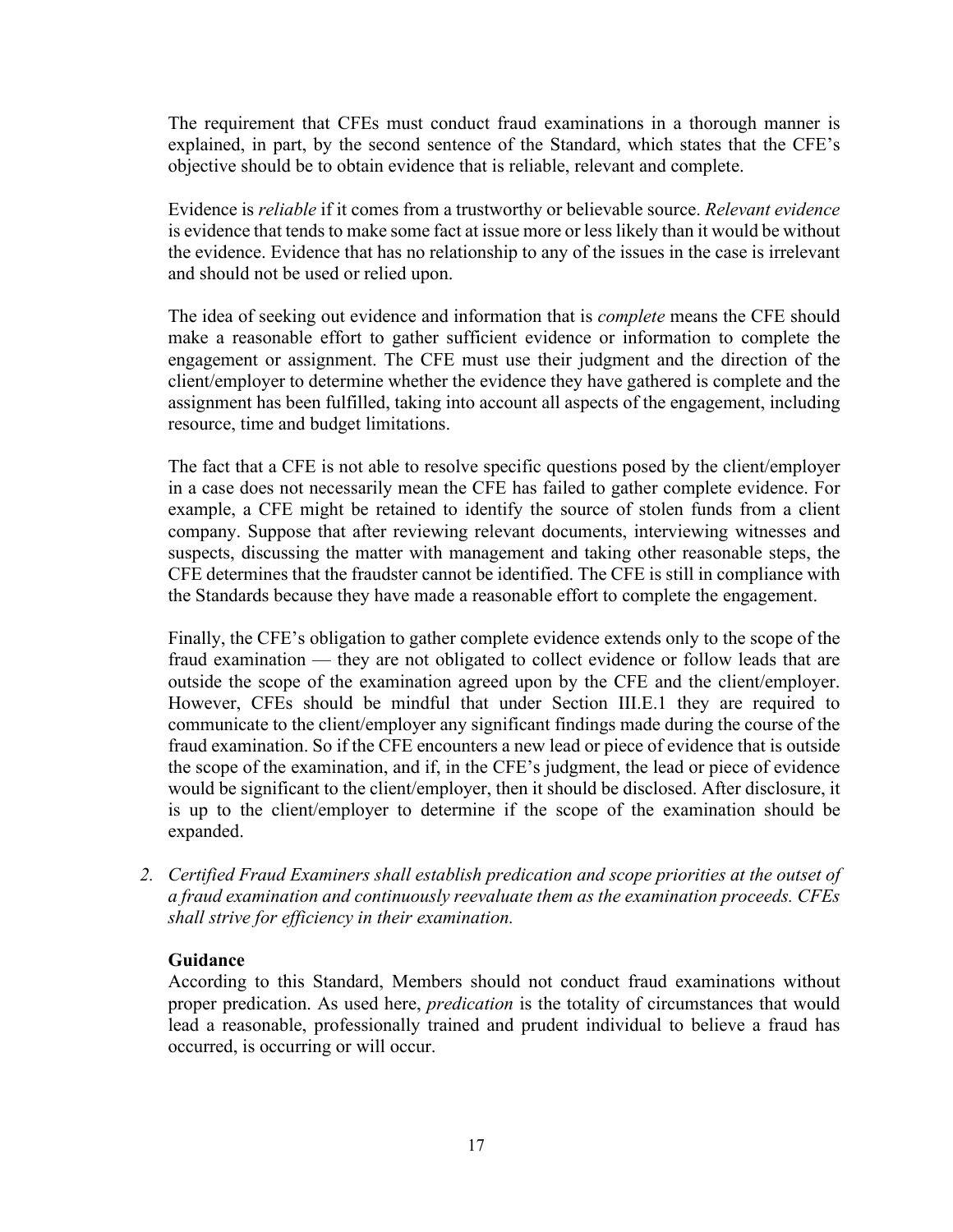The requirement that CFEs must conduct fraud examinations in a thorough manner is explained, in part, by the second sentence of the Standard, which states that the CFE's objective should be to obtain evidence that is reliable, relevant and complete.

Evidence is *reliable* if it comes from a trustworthy or believable source. *Relevant evidence* is evidence that tends to make some fact at issue more or less likely than it would be without the evidence. Evidence that has no relationship to any of the issues in the case is irrelevant and should not be used or relied upon.

The idea of seeking out evidence and information that is *complete* means the CFE should make a reasonable effort to gather sufficient evidence or information to complete the engagement or assignment. The CFE must use their judgment and the direction of the client/employer to determine whether the evidence they have gathered is complete and the assignment has been fulfilled, taking into account all aspects of the engagement, including resource, time and budget limitations.

The fact that a CFE is not able to resolve specific questions posed by the client/employer in a case does not necessarily mean the CFE has failed to gather complete evidence. For example, a CFE might be retained to identify the source of stolen funds from a client company. Suppose that after reviewing relevant documents, interviewing witnesses and suspects, discussing the matter with management and taking other reasonable steps, the CFE determines that the fraudster cannot be identified. The CFE is still in compliance with the Standards because they have made a reasonable effort to complete the engagement.

Finally, the CFE's obligation to gather complete evidence extends only to the scope of the fraud examination — they are not obligated to collect evidence or follow leads that are outside the scope of the examination agreed upon by the CFE and the client/employer. However, CFEs should be mindful that under Section III.E.1 they are required to communicate to the client/employer any significant findings made during the course of the fraud examination. So if the CFE encounters a new lead or piece of evidence that is outside the scope of the examination, and if, in the CFE's judgment, the lead or piece of evidence would be significant to the client/employer, then it should be disclosed. After disclosure, it is up to the client/employer to determine if the scope of the examination should be expanded.

2. *Certified Fraud Examiners shall establish predication and scope priorities at the outset of a fraud examination and continuously reevaluate them as the examination proceeds. CFEs shall strive for efficiency in their examination.*

   **Guidance**

   According to this Standard, Members should not conduct fraud examinations without proper predication. As used here, *predication* is the totality of circumstances that would lead a reasonable, professionally trained and prudent individual to believe a fraud has occurred, is occurring or will occur.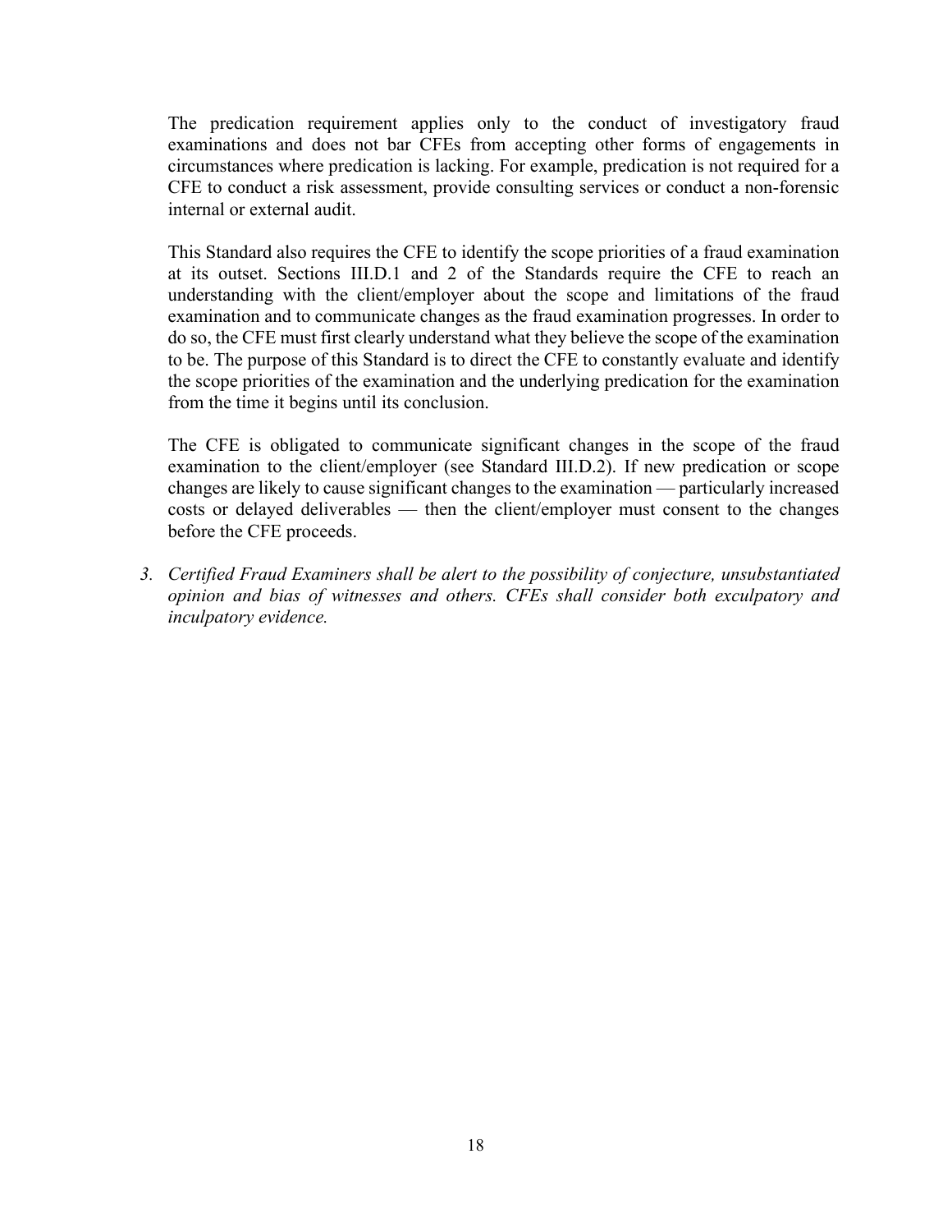The predication requirement applies only to the conduct of investigatory fraud examinations and does not bar CFEs from accepting other forms of engagements in circumstances where predication is lacking. For example, predication is not required for a CFE to conduct a risk assessment, provide consulting services or conduct a non-forensic internal or external audit.

This Standard also requires the CFE to identify the scope priorities of a fraud examination at its outset. Sections III.D.1 and 2 of the Standards require the CFE to reach an understanding with the client/employer about the scope and limitations of the fraud examination and to communicate changes as the fraud examination progresses. In order to do so, the CFE must first clearly understand what they believe the scope of the examination to be. The purpose of this Standard is to direct the CFE to constantly evaluate and identify the scope priorities of the examination and the underlying predication for the examination from the time it begins until its conclusion.

The CFE is obligated to communicate significant changes in the scope of the fraud examination to the client/employer (see Standard III.D.2). If new predication or scope changes are likely to cause significant changes to the examination — particularly increased costs or delayed deliverables — then the client/employer must consent to the changes before the CFE proceeds.

3. *Certified Fraud Examiners shall be alert to the possibility of conjecture, unsubstantiated opinion and bias of witnesses and others. CFEs shall consider both exculpatory and inculpatory evidence.*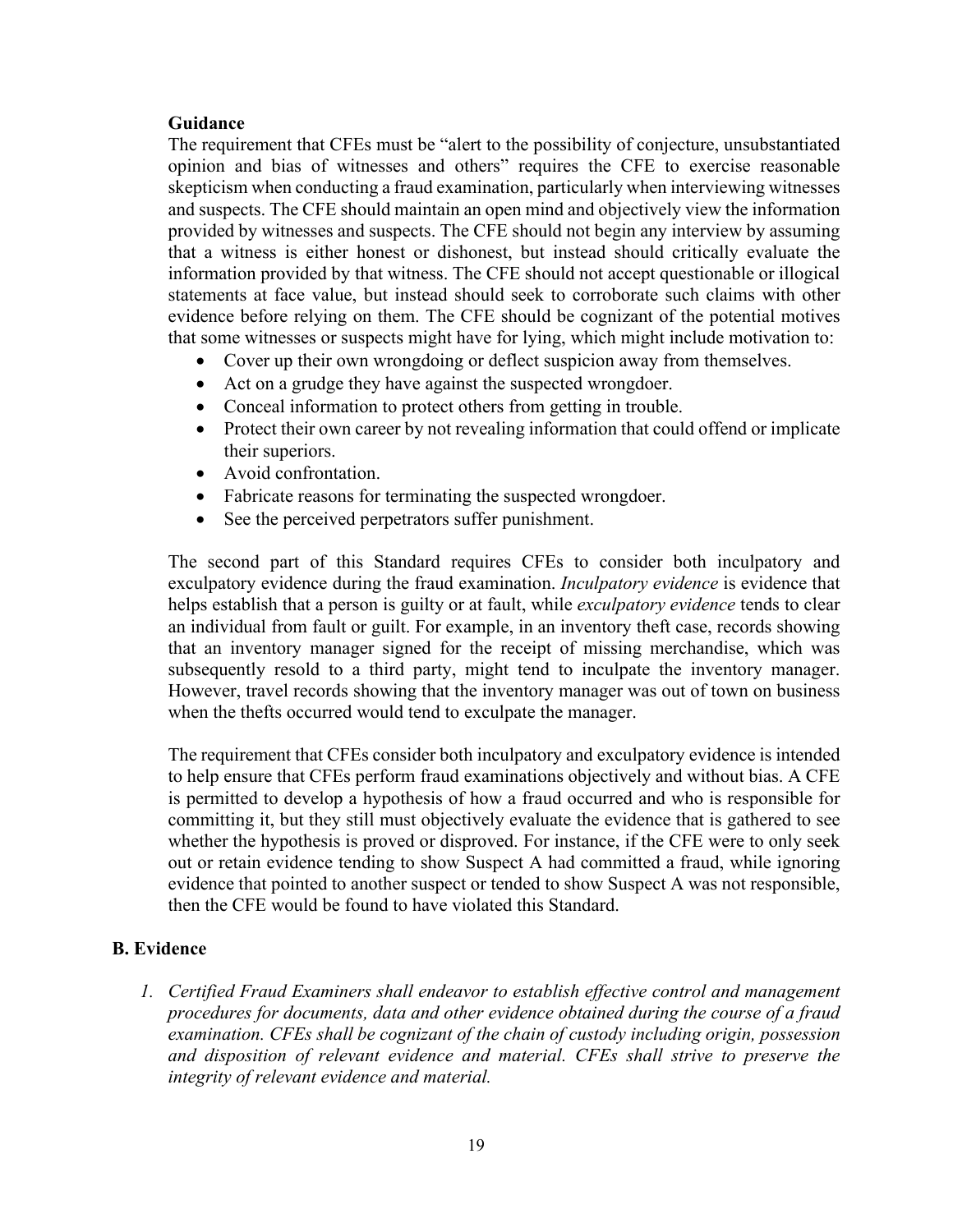**Guidance**

The requirement that CFEs must be "alert to the possibility of conjecture, unsubstantiated opinion and bias of witnesses and others" requires the CFE to exercise reasonable skepticism when conducting a fraud examination, particularly when interviewing witnesses and suspects. The CFE should maintain an open mind and objectively view the information provided by witnesses and suspects. The CFE should not begin any interview by assuming that a witness is either honest or dishonest, but instead should critically evaluate the information provided by that witness. The CFE should not accept questionable or illogical statements at face value, but instead should seek to corroborate such claims with other evidence before relying on them. The CFE should be cognizant of the potential motives that some witnesses or suspects might have for lying, which might include motivation to:

- Cover up their own wrongdoing or deflect suspicion away from themselves.
- Act on a grudge they have against the suspected wrongdoer.
- Conceal information to protect others from getting in trouble.
- Protect their own career by not revealing information that could offend or implicate their superiors.
- Avoid confrontation.
- Fabricate reasons for terminating the suspected wrongdoer.
- See the perceived perpetrators suffer punishment.

The second part of this Standard requires CFEs to consider both inculpatory and exculpatory evidence during the fraud examination. *Inculpatory evidence* is evidence that helps establish that a person is guilty or at fault, while *exculpatory evidence* tends to clear an individual from fault or guilt. For example, in an inventory theft case, records showing that an inventory manager signed for the receipt of missing merchandise, which was subsequently resold to a third party, might tend to inculpate the inventory manager. However, travel records showing that the inventory manager was out of town on business when the thefts occurred would tend to exculpate the manager.

The requirement that CFEs consider both inculpatory and exculpatory evidence is intended to help ensure that CFEs perform fraud examinations objectively and without bias. A CFE is permitted to develop a hypothesis of how a fraud occurred and who is responsible for committing it, but they still must objectively evaluate the evidence that is gathered to see whether the hypothesis is proved or disproved. For instance, if the CFE were to only seek out or retain evidence tending to show Suspect A had committed a fraud, while ignoring evidence that pointed to another suspect or tended to show Suspect A was not responsible, then the CFE would be found to have violated this Standard.

## B. Evidence

1. *Certified Fraud Examiners shall endeavor to establish effective control and management procedures for documents, data and other evidence obtained during the course of a fraud examination. CFEs shall be cognizant of the chain of custody including origin, possession and disposition of relevant evidence and material. CFEs shall strive to preserve the integrity of relevant evidence and material.*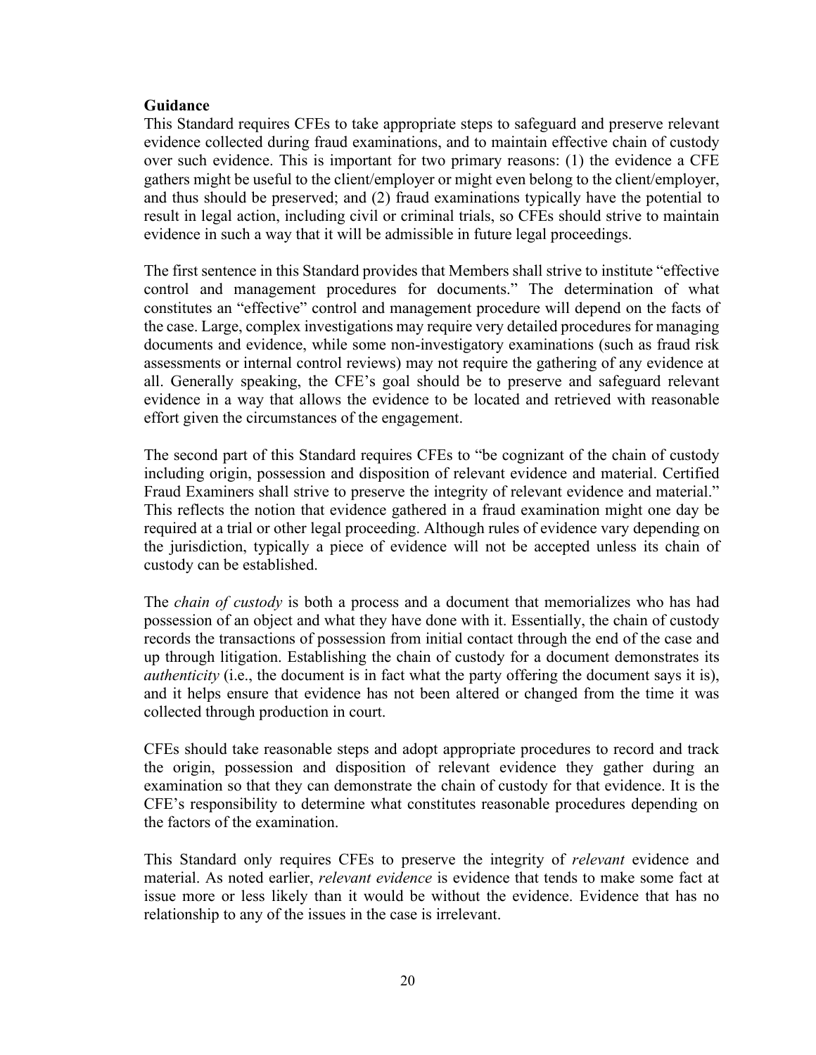**Guidance**

This Standard requires CFEs to take appropriate steps to safeguard and preserve relevant evidence collected during fraud examinations, and to maintain effective chain of custody over such evidence. This is important for two primary reasons: (1) the evidence a CFE gathers might be useful to the client/employer or might even belong to the client/employer, and thus should be preserved; and (2) fraud examinations typically have the potential to result in legal action, including civil or criminal trials, so CFEs should strive to maintain evidence in such a way that it will be admissible in future legal proceedings.

The first sentence in this Standard provides that Members shall strive to institute "effective control and management procedures for documents." The determination of what constitutes an "effective" control and management procedure will depend on the facts of the case. Large, complex investigations may require very detailed procedures for managing documents and evidence, while some non-investigatory examinations (such as fraud risk assessments or internal control reviews) may not require the gathering of any evidence at all. Generally speaking, the CFE's goal should be to preserve and safeguard relevant evidence in a way that allows the evidence to be located and retrieved with reasonable effort given the circumstances of the engagement.

The second part of this Standard requires CFEs to "be cognizant of the chain of custody including origin, possession and disposition of relevant evidence and material. Certified Fraud Examiners shall strive to preserve the integrity of relevant evidence and material." This reflects the notion that evidence gathered in a fraud examination might one day be required at a trial or other legal proceeding. Although rules of evidence vary depending on the jurisdiction, typically a piece of evidence will not be accepted unless its chain of custody can be established.

The *chain of custody* is both a process and a document that memorializes who has had possession of an object and what they have done with it. Essentially, the chain of custody records the transactions of possession from initial contact through the end of the case and up through litigation. Establishing the chain of custody for a document demonstrates its *authenticity* (i.e., the document is in fact what the party offering the document says it is), and it helps ensure that evidence has not been altered or changed from the time it was collected through production in court.

CFEs should take reasonable steps and adopt appropriate procedures to record and track the origin, possession and disposition of relevant evidence they gather during an examination so that they can demonstrate the chain of custody for that evidence. It is the CFE's responsibility to determine what constitutes reasonable procedures depending on the factors of the examination.

This Standard only requires CFEs to preserve the integrity of *relevant* evidence and material. As noted earlier, *relevant evidence* is evidence that tends to make some fact at issue more or less likely than it would be without the evidence. Evidence that has no relationship to any of the issues in the case is irrelevant.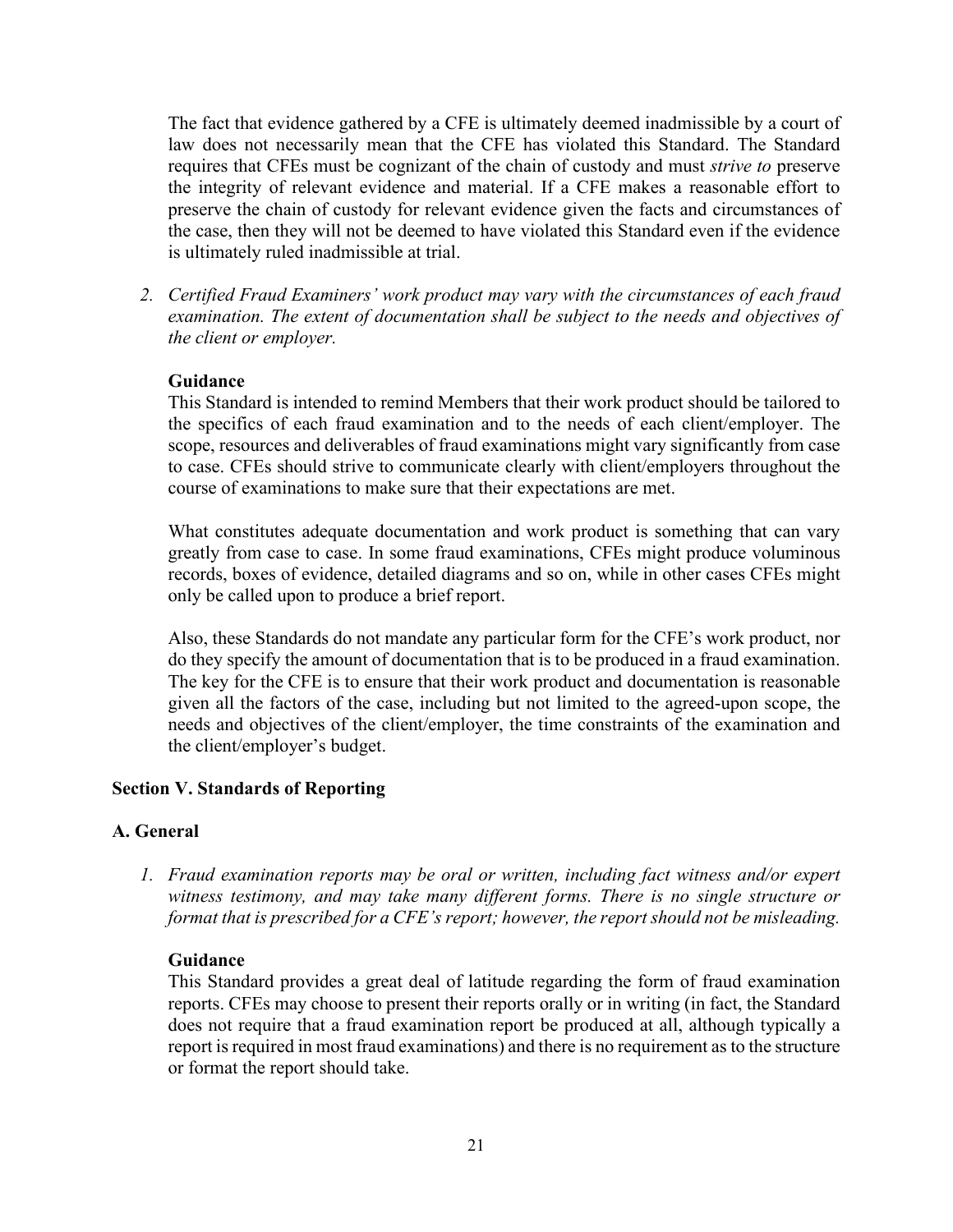The fact that evidence gathered by a CFE is ultimately deemed inadmissible by a court of law does not necessarily mean that the CFE has violated this Standard. The Standard requires that CFEs must be cognizant of the chain of custody and must *strive to* preserve the integrity of relevant evidence and material. If a CFE makes a reasonable effort to preserve the chain of custody for relevant evidence given the facts and circumstances of the case, then they will not be deemed to have violated this Standard even if the evidence is ultimately ruled inadmissible at trial.

2. *Certified Fraud Examiners' work product may vary with the circumstances of each fraud examination. The extent of documentation shall be subject to the needs and objectives of the client or employer.*

   **Guidance**
   This Standard is intended to remind Members that their work product should be tailored to the specifics of each fraud examination and to the needs of each client/employer. The scope, resources and deliverables of fraud examinations might vary significantly from case to case. CFEs should strive to communicate clearly with client/employers throughout the course of examinations to make sure that their expectations are met.

   What constitutes adequate documentation and work product is something that can vary greatly from case to case. In some fraud examinations, CFEs might produce voluminous records, boxes of evidence, detailed diagrams and so on, while in other cases CFEs might only be called upon to produce a brief report.

   Also, these Standards do not mandate any particular form for the CFE's work product, nor do they specify the amount of documentation that is to be produced in a fraud examination. The key for the CFE is to ensure that their work product and documentation is reasonable given all the factors of the case, including but not limited to the agreed-upon scope, the needs and objectives of the client/employer, the time constraints of the examination and the client/employer's budget.

## Section V. Standards of Reporting

### A. General

1. *Fraud examination reports may be oral or written, including fact witness and/or expert witness testimony, and may take many different forms. There is no single structure or format that is prescribed for a CFE's report; however, the report should not be misleading.*

   **Guidance**
   This Standard provides a great deal of latitude regarding the form of fraud examination reports. CFEs may choose to present their reports orally or in writing (in fact, the Standard does not require that a fraud examination report be produced at all, although typically a report is required in most fraud examinations) and there is no requirement as to the structure or format the report should take.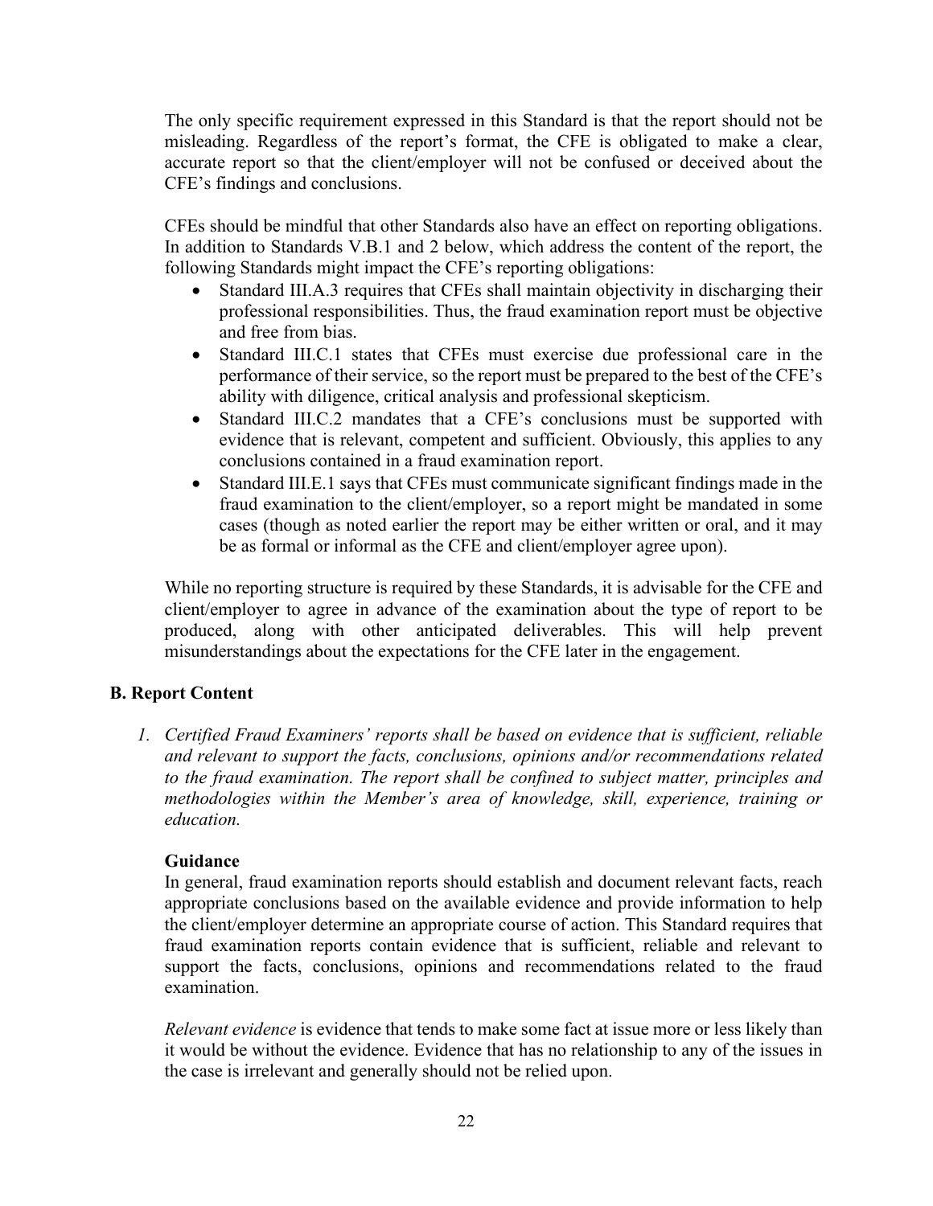The only specific requirement expressed in this Standard is that the report should not be misleading. Regardless of the report's format, the CFE is obligated to make a clear, accurate report so that the client/employer will not be confused or deceived about the CFE's findings and conclusions.

CFEs should be mindful that other Standards also have an effect on reporting obligations. In addition to Standards V.B.1 and 2 below, which address the content of the report, the following Standards might impact the CFE's reporting obligations:

- Standard III.A.3 requires that CFEs shall maintain objectivity in discharging their professional responsibilities. Thus, the fraud examination report must be objective and free from bias.
- Standard III.C.1 states that CFEs must exercise due professional care in the performance of their service, so the report must be prepared to the best of the CFE's ability with diligence, critical analysis and professional skepticism.
- Standard III.C.2 mandates that a CFE's conclusions must be supported with evidence that is relevant, competent and sufficient. Obviously, this applies to any conclusions contained in a fraud examination report.
- Standard III.E.1 says that CFEs must communicate significant findings made in the fraud examination to the client/employer, so a report might be mandated in some cases (though as noted earlier the report may be either written or oral, and it may be as formal or informal as the CFE and client/employer agree upon).

While no reporting structure is required by these Standards, it is advisable for the CFE and client/employer to agree in advance of the examination about the type of report to be produced, along with other anticipated deliverables. This will help prevent misunderstandings about the expectations for the CFE later in the engagement.

## B. Report Content

1. *Certified Fraud Examiners' reports shall be based on evidence that is sufficient, reliable and relevant to support the facts, conclusions, opinions and/or recommendations related to the fraud examination. The report shall be confined to subject matter, principles and methodologies within the Member's area of knowledge, skill, experience, training or education.*

   **Guidance**

   In general, fraud examination reports should establish and document relevant facts, reach appropriate conclusions based on the available evidence and provide information to help the client/employer determine an appropriate course of action. This Standard requires that fraud examination reports contain evidence that is sufficient, reliable and relevant to support the facts, conclusions, opinions and recommendations related to the fraud examination.

   *Relevant evidence* is evidence that tends to make some fact at issue more or less likely than it would be without the evidence. Evidence that has no relationship to any of the issues in the case is irrelevant and generally should not be relied upon.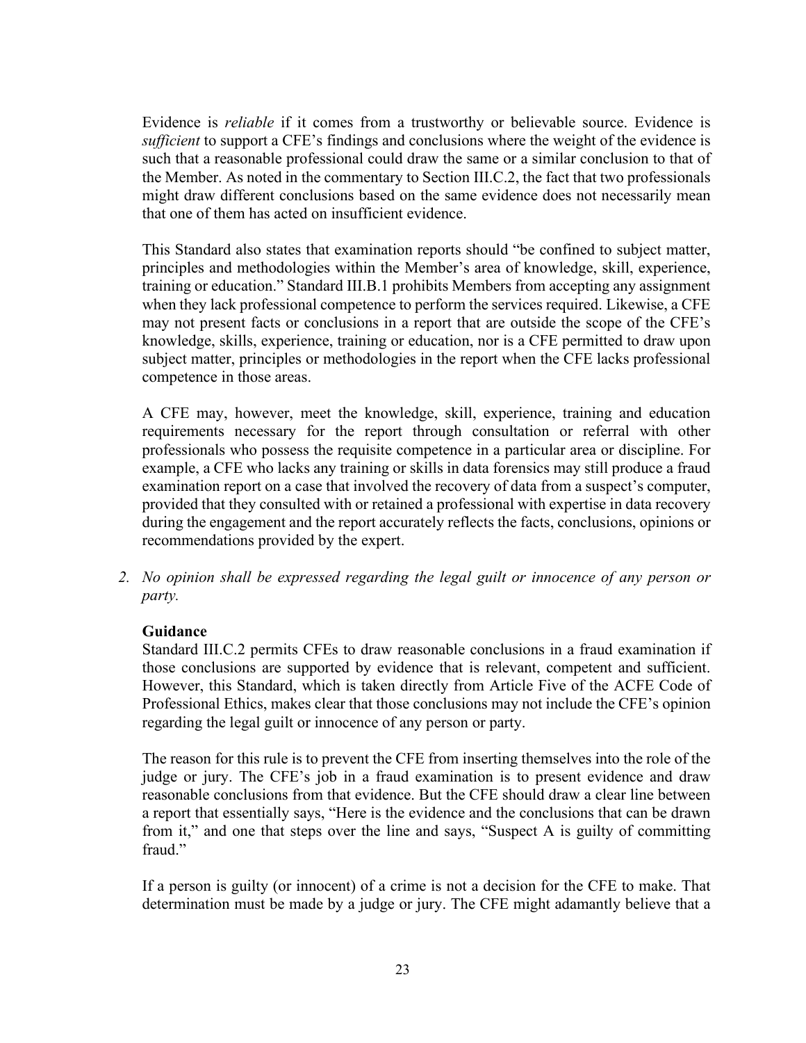Evidence is *reliable* if it comes from a trustworthy or believable source. Evidence is *sufficient* to support a CFE's findings and conclusions where the weight of the evidence is such that a reasonable professional could draw the same or a similar conclusion to that of the Member. As noted in the commentary to Section III.C.2, the fact that two professionals might draw different conclusions based on the same evidence does not necessarily mean that one of them has acted on insufficient evidence.

This Standard also states that examination reports should "be confined to subject matter, principles and methodologies within the Member's area of knowledge, skill, experience, training or education." Standard III.B.1 prohibits Members from accepting any assignment when they lack professional competence to perform the services required. Likewise, a CFE may not present facts or conclusions in a report that are outside the scope of the CFE's knowledge, skills, experience, training or education, nor is a CFE permitted to draw upon subject matter, principles or methodologies in the report when the CFE lacks professional competence in those areas.

A CFE may, however, meet the knowledge, skill, experience, training and education requirements necessary for the report through consultation or referral with other professionals who possess the requisite competence in a particular area or discipline. For example, a CFE who lacks any training or skills in data forensics may still produce a fraud examination report on a case that involved the recovery of data from a suspect's computer, provided that they consulted with or retained a professional with expertise in data recovery during the engagement and the report accurately reflects the facts, conclusions, opinions or recommendations provided by the expert.

2. *No opinion shall be expressed regarding the legal guilt or innocence of any person or party.*

**Guidance**

Standard III.C.2 permits CFEs to draw reasonable conclusions in a fraud examination if those conclusions are supported by evidence that is relevant, competent and sufficient. However, this Standard, which is taken directly from Article Five of the ACFE Code of Professional Ethics, makes clear that those conclusions may not include the CFE's opinion regarding the legal guilt or innocence of any person or party.

The reason for this rule is to prevent the CFE from inserting themselves into the role of the judge or jury. The CFE's job in a fraud examination is to present evidence and draw reasonable conclusions from that evidence. But the CFE should draw a clear line between a report that essentially says, "Here is the evidence and the conclusions that can be drawn from it," and one that steps over the line and says, "Suspect A is guilty of committing fraud."

If a person is guilty (or innocent) of a crime is not a decision for the CFE to make. That determination must be made by a judge or jury. The CFE might adamantly believe that a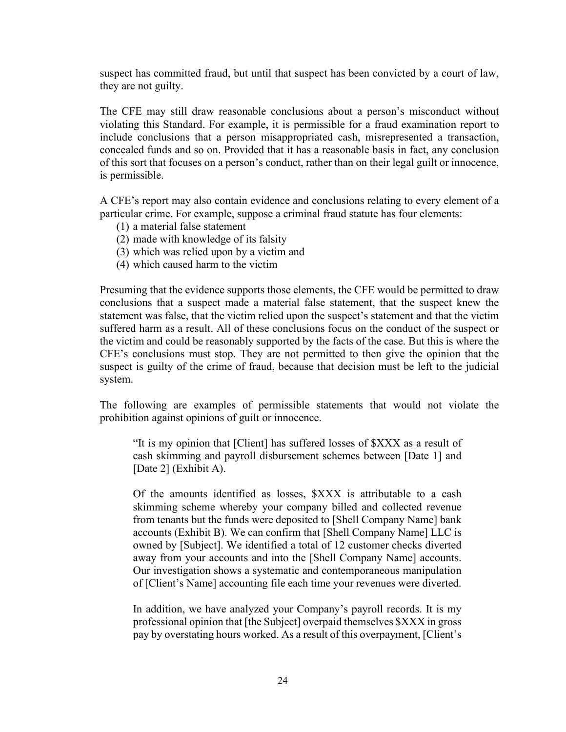suspect has committed fraud, but until that suspect has been convicted by a court of law, they are not guilty.

The CFE may still draw reasonable conclusions about a person's misconduct without violating this Standard. For example, it is permissible for a fraud examination report to include conclusions that a person misappropriated cash, misrepresented a transaction, concealed funds and so on. Provided that it has a reasonable basis in fact, any conclusion of this sort that focuses on a person's conduct, rather than on their legal guilt or innocence, is permissible.

A CFE's report may also contain evidence and conclusions relating to every element of a particular crime. For example, suppose a criminal fraud statute has four elements:

(1) a material false statement
(2) made with knowledge of its falsity
(3) which was relied upon by a victim and
(4) which caused harm to the victim

Presuming that the evidence supports those elements, the CFE would be permitted to draw conclusions that a suspect made a material false statement, that the suspect knew the statement was false, that the victim relied upon the suspect's statement and that the victim suffered harm as a result. All of these conclusions focus on the conduct of the suspect or the victim and could be reasonably supported by the facts of the case. But this is where the CFE's conclusions must stop. They are not permitted to then give the opinion that the suspect is guilty of the crime of fraud, because that decision must be left to the judicial system.

The following are examples of permissible statements that would not violate the prohibition against opinions of guilt or innocence.

> "It is my opinion that [Client] has suffered losses of $XXX as a result of cash skimming and payroll disbursement schemes between [Date 1] and [Date 2] (Exhibit A).
>
> Of the amounts identified as losses, $XXX is attributable to a cash skimming scheme whereby your company billed and collected revenue from tenants but the funds were deposited to [Shell Company Name] bank accounts (Exhibit B). We can confirm that [Shell Company Name] LLC is owned by [Subject]. We identified a total of 12 customer checks diverted away from your accounts and into the [Shell Company Name] accounts. Our investigation shows a systematic and contemporaneous manipulation of [Client's Name] accounting file each time your revenues were diverted.
>
> In addition, we have analyzed your Company's payroll records. It is my professional opinion that [the Subject] overpaid themselves $XXX in gross pay by overstating hours worked. As a result of this overpayment, [Client's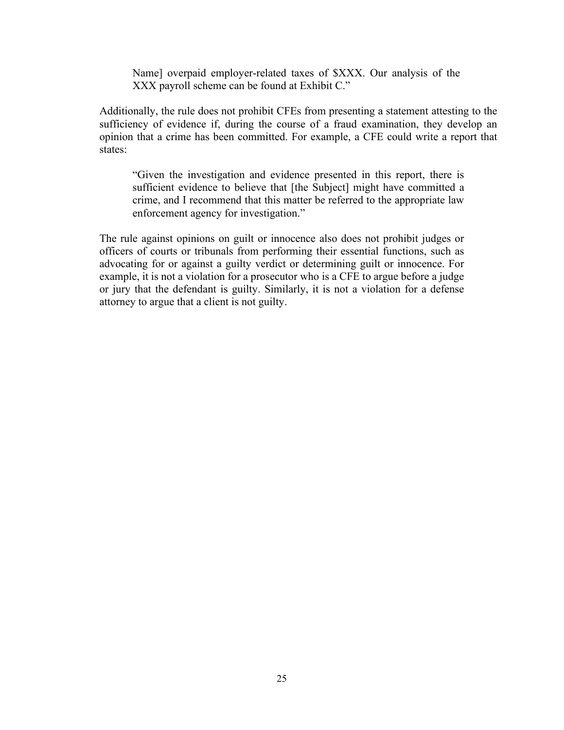> Name] overpaid employer-related taxes of $XXX. Our analysis of the XXX payroll scheme can be found at Exhibit C."

Additionally, the rule does not prohibit CFEs from presenting a statement attesting to the sufficiency of evidence if, during the course of a fraud examination, they develop an opinion that a crime has been committed. For example, a CFE could write a report that states:

> "Given the investigation and evidence presented in this report, there is sufficient evidence to believe that [the Subject] might have committed a crime, and I recommend that this matter be referred to the appropriate law enforcement agency for investigation."

The rule against opinions on guilt or innocence also does not prohibit judges or officers of courts or tribunals from performing their essential functions, such as advocating for or against a guilty verdict or determining guilt or innocence. For example, it is not a violation for a prosecutor who is a CFE to argue before a judge or jury that the defendant is guilty. Similarly, it is not a violation for a defense attorney to argue that a client is not guilty.